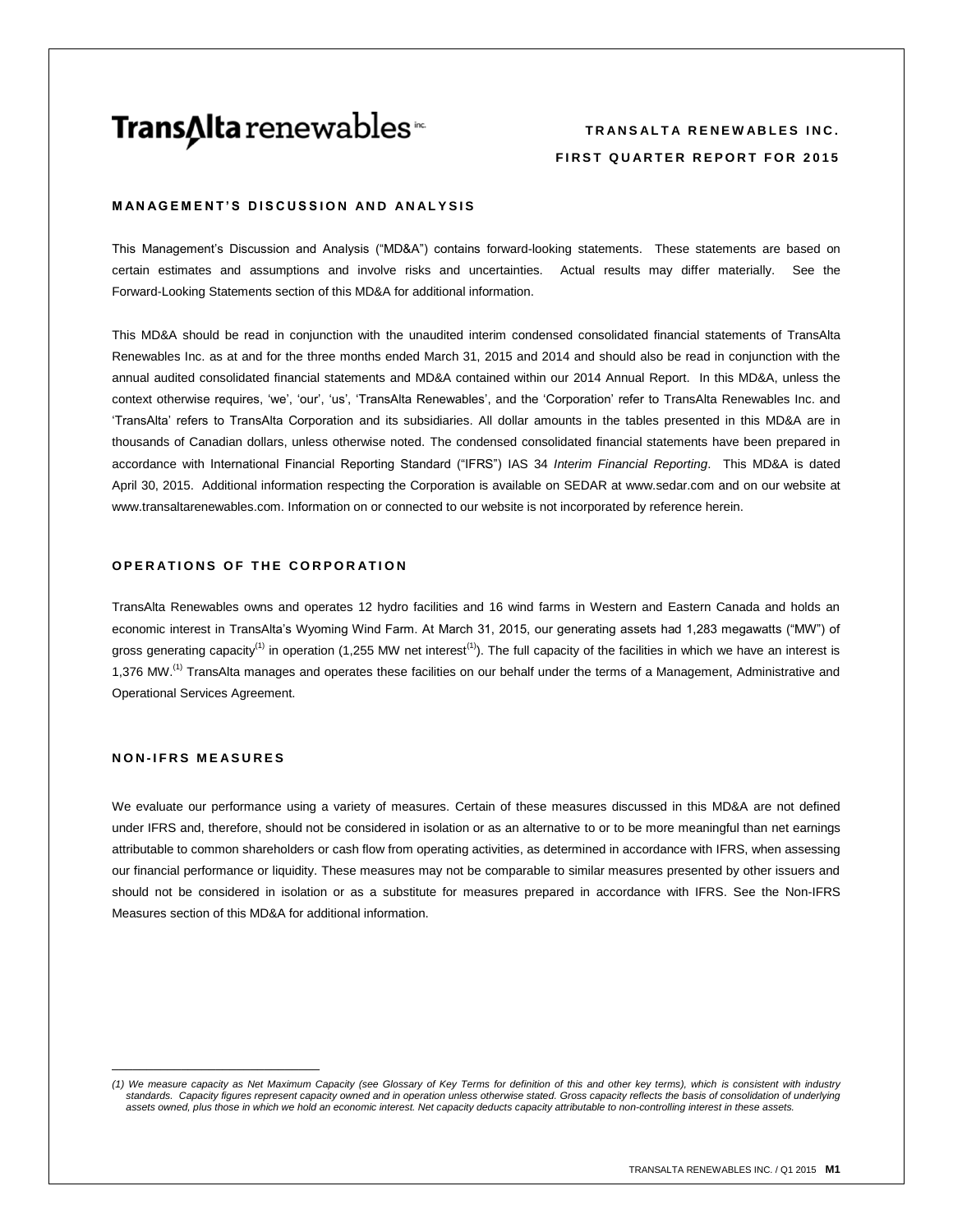**TransAlta renewables** inc.

**TRANSALTA RENEWABLES INC.**

**FIRST QUARTER REPORT FOR 2015**

## MANAGEMENT'S DISCUSSION AND ANALYSIS

This Management's Discussion and Analysis ("MD&A") contains forward-looking statements. These statements are based on certain estimates and assumptions and involve risks and uncertainties. Actual results may differ materially. See the Forward-Looking Statements section of this MD&A for additional information.

This MD&A should be read in conjunction with the unaudited interim condensed consolidated financial statements of TransAlta Renewables Inc. as at and for the three months ended March 31, 2015 and 2014 and should also be read in conjunction with the annual audited consolidated financial statements and MD&A contained within our 2014 Annual Report. In this MD&A, unless the context otherwise requires, 'we', 'our', 'us', 'TransAlta Renewables', and the 'Corporation' refer to TransAlta Renewables Inc. and 'TransAlta' refers to TransAlta Corporation and its subsidiaries. All dollar amounts in the tables presented in this MD&A are in thousands of Canadian dollars, unless otherwise noted. The condensed consolidated financial statements have been prepared in accordance with International Financial Reporting Standard ("IFRS") IAS 34 *Interim Financial Reporting*. This MD&A is dated April 30, 2015. Additional information respecting the Corporation is available on SEDAR at www.sedar.com and on our website at www.transaltarenewables.com. Information on or connected to our website is not incorporated by reference herein.

## OPERATIONS OF THE CORPORATION

TransAlta Renewables owns and operates 12 hydro facilities and 16 wind farms in Western and Eastern Canada and holds an economic interest in TransAlta's Wyoming Wind Farm. At March 31, 2015, our generating assets had 1,283 megawatts ("MW") of gross generating capacity[(1)] in operation (1,255 MW net interest[(1)]). The full capacity of the facilities in which we have an interest is 1,376 MW.[(1)] TransAlta manages and operates these facilities on our behalf under the terms of a Management, Administrative and Operational Services Agreement.

## NON-IFRS MEASURES

We evaluate our performance using a variety of measures. Certain of these measures discussed in this MD&A are not defined under IFRS and, therefore, should not be considered in isolation or as an alternative to or to be more meaningful than net earnings attributable to common shareholders or cash flow from operating activities, as determined in accordance with IFRS, when assessing our financial performance or liquidity. These measures may not be comparable to similar measures presented by other issuers and should not be considered in isolation or as a substitute for measures prepared in accordance with IFRS. See the Non-IFRS Measures section of this MD&A for additional information.

---

*(1) We measure capacity as Net Maximum Capacity (see Glossary of Key Terms for definition of this and other key terms), which is consistent with industry standards. Capacity figures represent capacity owned and in operation unless otherwise stated. Gross capacity reflects the basis of consolidation of underlying assets owned, plus those in which we hold an economic interest. Net capacity deducts capacity attributable to non-controlling interest in these assets.*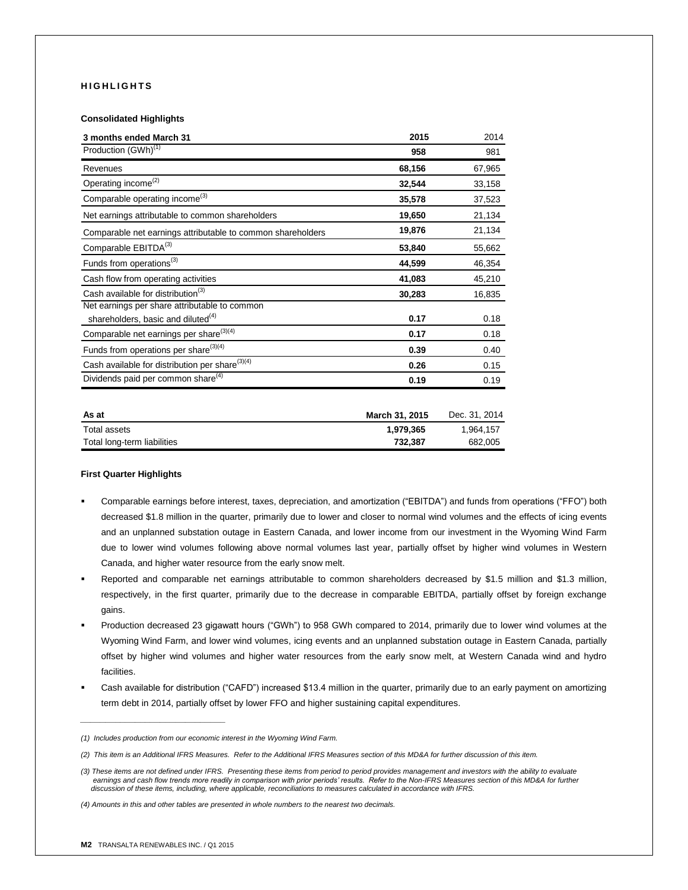## HIGHLIGHTS

### Consolidated Highlights

| 3 months ended March 31 | 2015 | 2014 |
|---|---|---|
| Production (GWh)[1] | **958** | 981 |
| Revenues | **68,156** | 67,965 |
| Operating income[2] | **32,544** | 33,158 |
| Comparable operating income[3] | **35,578** | 37,523 |
| Net earnings attributable to common shareholders | **19,650** | 21,134 |
| Comparable net earnings attributable to common shareholders | **19,876** | 21,134 |
| Comparable EBITDA[3] | **53,840** | 55,662 |
| Funds from operations[3] | **44,599** | 46,354 |
| Cash flow from operating activities | **41,083** | 45,210 |
| Cash available for distribution[3] | **30,283** | 16,835 |
| Net earnings per share attributable to common shareholders, basic and diluted[4] | **0.17** | 0.18 |
| Comparable net earnings per share[3][4] | **0.17** | 0.18 |
| Funds from operations per share[3][4] | **0.39** | 0.40 |
| Cash available for distribution per share[3][4] | **0.26** | 0.15 |
| Dividends paid per common share[4] | **0.19** | 0.19 |

| As at | March 31, 2015 | Dec. 31, 2014 |
|---|---|---|
| Total assets | **1,979,365** | 1,964,157 |
| Total long-term liabilities | **732,387** | 682,005 |

### First Quarter Highlights

- Comparable earnings before interest, taxes, depreciation, and amortization ("EBITDA") and funds from operations ("FFO") both decreased $1.8 million in the quarter, primarily due to lower and closer to normal wind volumes and the effects of icing events and an unplanned substation outage in Eastern Canada, and lower income from our investment in the Wyoming Wind Farm due to lower wind volumes following above normal volumes last year, partially offset by higher wind volumes in Western Canada, and higher water resource from the early snow melt.
- Reported and comparable net earnings attributable to common shareholders decreased by $1.5 million and $1.3 million, respectively, in the first quarter, primarily due to the decrease in comparable EBITDA, partially offset by foreign exchange gains.
- Production decreased 23 gigawatt hours ("GWh") to 958 GWh compared to 2014, primarily due to lower wind volumes at the Wyoming Wind Farm, and lower wind volumes, icing events and an unplanned substation outage in Eastern Canada, partially offset by higher wind volumes and higher water resources from the early snow melt, at Western Canada wind and hydro facilities.
- Cash available for distribution ("CAFD") increased $13.4 million in the quarter, primarily due to an early payment on amortizing term debt in 2014, partially offset by lower FFO and higher sustaining capital expenditures.

---

*(1) Includes production from our economic interest in the Wyoming Wind Farm.*

*(2) This item is an Additional IFRS Measures. Refer to the Additional IFRS Measures section of this MD&A for further discussion of this item.*

*(3) These items are not defined under IFRS. Presenting these items from period to period provides management and investors with the ability to evaluate earnings and cash flow trends more readily in comparison with prior periods' results. Refer to the Non-IFRS Measures section of this MD&A for further discussion of these items, including, where applicable, reconciliations to measures calculated in accordance with IFRS.*

*(4) Amounts in this and other tables are presented in whole numbers to the nearest two decimals.*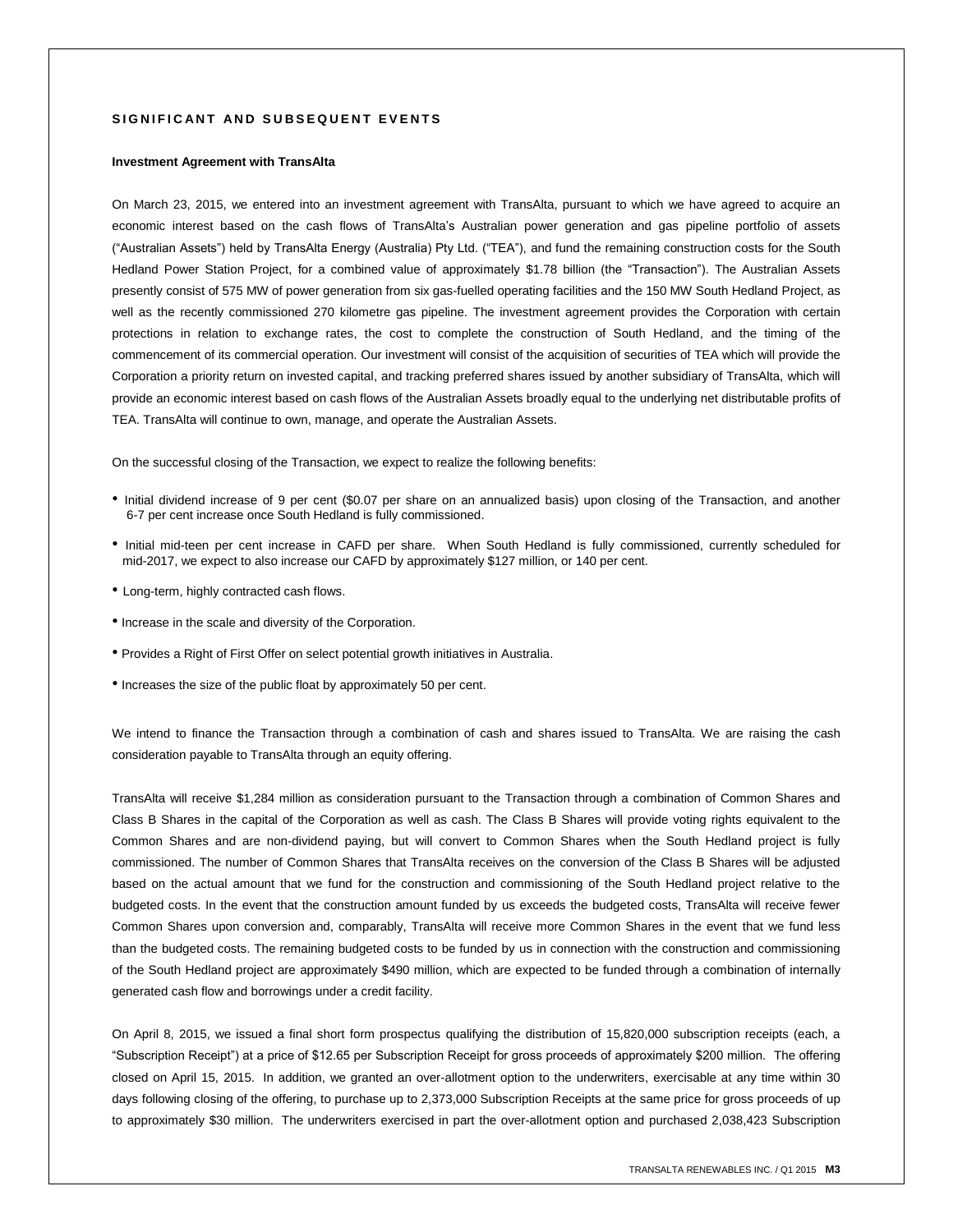## SIGNIFICANT AND SUBSEQUENT EVENTS

**Investment Agreement with TransAlta**

On March 23, 2015, we entered into an investment agreement with TransAlta, pursuant to which we have agreed to acquire an economic interest based on the cash flows of TransAlta's Australian power generation and gas pipeline portfolio of assets ("Australian Assets") held by TransAlta Energy (Australia) Pty Ltd. ("TEA"), and fund the remaining construction costs for the South Hedland Power Station Project, for a combined value of approximately $1.78 billion (the "Transaction"). The Australian Assets presently consist of 575 MW of power generation from six gas-fuelled operating facilities and the 150 MW South Hedland Project, as well as the recently commissioned 270 kilometre gas pipeline. The investment agreement provides the Corporation with certain protections in relation to exchange rates, the cost to complete the construction of South Hedland, and the timing of the commencement of its commercial operation. Our investment will consist of the acquisition of securities of TEA which will provide the Corporation a priority return on invested capital, and tracking preferred shares issued by another subsidiary of TransAlta, which will provide an economic interest based on cash flows of the Australian Assets broadly equal to the underlying net distributable profits of TEA. TransAlta will continue to own, manage, and operate the Australian Assets.

On the successful closing of the Transaction, we expect to realize the following benefits:

- Initial dividend increase of 9 per cent ($0.07 per share on an annualized basis) upon closing of the Transaction, and another 6-7 per cent increase once South Hedland is fully commissioned.
- Initial mid-teen per cent increase in CAFD per share. When South Hedland is fully commissioned, currently scheduled for mid-2017, we expect to also increase our CAFD by approximately $127 million, or 140 per cent.
- Long-term, highly contracted cash flows.
- Increase in the scale and diversity of the Corporation.
- Provides a Right of First Offer on select potential growth initiatives in Australia.
- Increases the size of the public float by approximately 50 per cent.

We intend to finance the Transaction through a combination of cash and shares issued to TransAlta. We are raising the cash consideration payable to TransAlta through an equity offering.

TransAlta will receive $1,284 million as consideration pursuant to the Transaction through a combination of Common Shares and Class B Shares in the capital of the Corporation as well as cash. The Class B Shares will provide voting rights equivalent to the Common Shares and are non-dividend paying, but will convert to Common Shares when the South Hedland project is fully commissioned. The number of Common Shares that TransAlta receives on the conversion of the Class B Shares will be adjusted based on the actual amount that we fund for the construction and commissioning of the South Hedland project relative to the budgeted costs. In the event that the construction amount funded by us exceeds the budgeted costs, TransAlta will receive fewer Common Shares upon conversion and, comparably, TransAlta will receive more Common Shares in the event that we fund less than the budgeted costs. The remaining budgeted costs to be funded by us in connection with the construction and commissioning of the South Hedland project are approximately $490 million, which are expected to be funded through a combination of internally generated cash flow and borrowings under a credit facility.

On April 8, 2015, we issued a final short form prospectus qualifying the distribution of 15,820,000 subscription receipts (each, a "Subscription Receipt") at a price of $12.65 per Subscription Receipt for gross proceeds of approximately $200 million. The offering closed on April 15, 2015. In addition, we granted an over-allotment option to the underwriters, exercisable at any time within 30 days following closing of the offering, to purchase up to 2,373,000 Subscription Receipts at the same price for gross proceeds of up to approximately $30 million. The underwriters exercised in part the over-allotment option and purchased 2,038,423 Subscription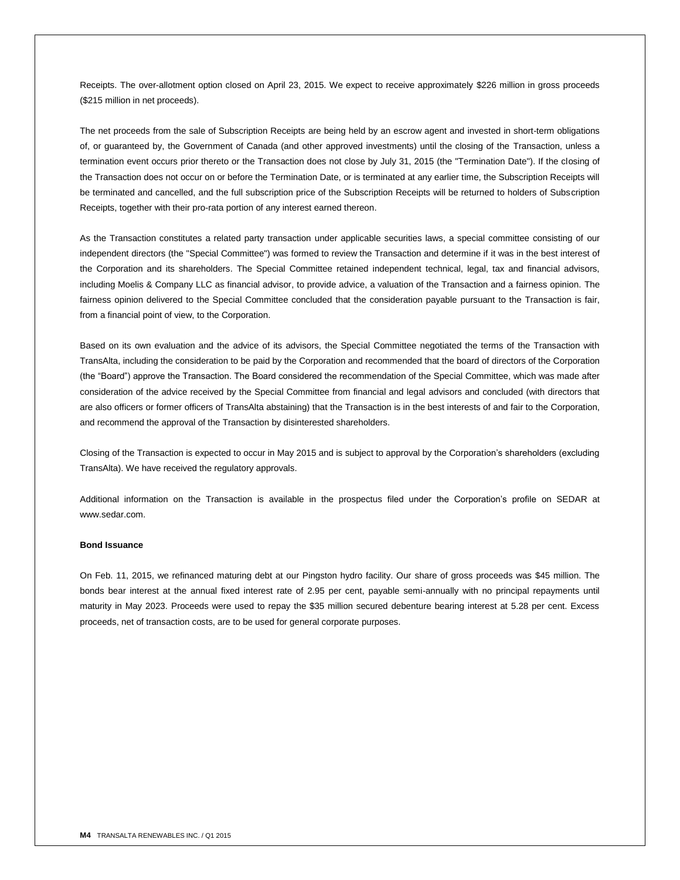Receipts. The over-allotment option closed on April 23, 2015. We expect to receive approximately $226 million in gross proceeds ($215 million in net proceeds).

The net proceeds from the sale of Subscription Receipts are being held by an escrow agent and invested in short-term obligations of, or guaranteed by, the Government of Canada (and other approved investments) until the closing of the Transaction, unless a termination event occurs prior thereto or the Transaction does not close by July 31, 2015 (the "Termination Date"). If the closing of the Transaction does not occur on or before the Termination Date, or is terminated at any earlier time, the Subscription Receipts will be terminated and cancelled, and the full subscription price of the Subscription Receipts will be returned to holders of Subscription Receipts, together with their pro-rata portion of any interest earned thereon.

As the Transaction constitutes a related party transaction under applicable securities laws, a special committee consisting of our independent directors (the "Special Committee") was formed to review the Transaction and determine if it was in the best interest of the Corporation and its shareholders. The Special Committee retained independent technical, legal, tax and financial advisors, including Moelis & Company LLC as financial advisor, to provide advice, a valuation of the Transaction and a fairness opinion. The fairness opinion delivered to the Special Committee concluded that the consideration payable pursuant to the Transaction is fair, from a financial point of view, to the Corporation.

Based on its own evaluation and the advice of its advisors, the Special Committee negotiated the terms of the Transaction with TransAlta, including the consideration to be paid by the Corporation and recommended that the board of directors of the Corporation (the "Board") approve the Transaction. The Board considered the recommendation of the Special Committee, which was made after consideration of the advice received by the Special Committee from financial and legal advisors and concluded (with directors that are also officers or former officers of TransAlta abstaining) that the Transaction is in the best interests of and fair to the Corporation, and recommend the approval of the Transaction by disinterested shareholders.

Closing of the Transaction is expected to occur in May 2015 and is subject to approval by the Corporation's shareholders (excluding TransAlta). We have received the regulatory approvals.

Additional information on the Transaction is available in the prospectus filed under the Corporation's profile on SEDAR at www.sedar.com.

**Bond Issuance**

On Feb. 11, 2015, we refinanced maturing debt at our Pingston hydro facility. Our share of gross proceeds was $45 million. The bonds bear interest at the annual fixed interest rate of 2.95 per cent, payable semi-annually with no principal repayments until maturity in May 2023. Proceeds were used to repay the $35 million secured debenture bearing interest at 5.28 per cent. Excess proceeds, net of transaction costs, are to be used for general corporate purposes.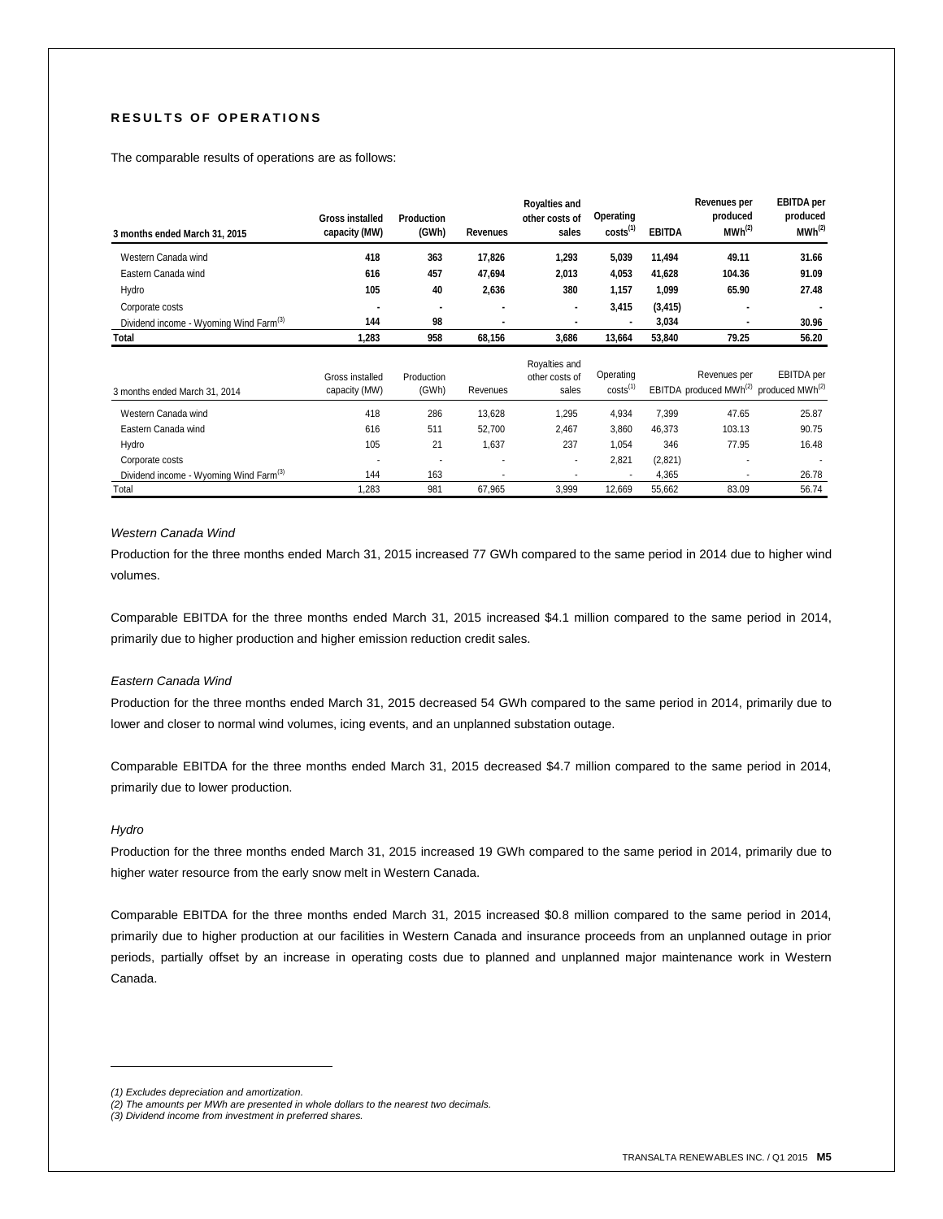## RESULTS OF OPERATIONS

The comparable results of operations are as follows:

| 3 months ended March 31, 2015 | Gross installed capacity (MW) | Production (GWh) | Revenues | Royalties and other costs of sales | Operating costs[1] | EBITDA | Revenues per produced MWh[2] | EBITDA per produced MWh[2] |
|---|---|---|---|---|---|---|---|---|
| Western Canada wind | 418 | 363 | 17,826 | 1,293 | 5,039 | 11,494 | 49.11 | 31.66 |
| Eastern Canada wind | 616 | 457 | 47,694 | 2,013 | 4,053 | 41,628 | 104.36 | 91.09 |
| Hydro | 105 | 40 | 2,636 | 380 | 1,157 | 1,099 | 65.90 | 27.48 |
| Corporate costs | - | - | - | - | 3,415 | (3,415) | - | - |
| Dividend income - Wyoming Wind Farm[3] | 144 | 98 | - | - | - | 3,034 | - | 30.96 |
| **Total** | **1,283** | **958** | **68,156** | **3,686** | **13,664** | **53,840** | **79.25** | **56.20** |

| 3 months ended March 31, 2014 | Gross installed capacity (MW) | Production (GWh) | Revenues | Royalties and other costs of sales | Operating costs[1] | EBITDA | Revenues per produced MWh[2] | EBITDA per produced MWh[2] |
|---|---|---|---|---|---|---|---|---|
| Western Canada wind | 418 | 286 | 13,628 | 1,295 | 4,934 | 7,399 | 47.65 | 25.87 |
| Eastern Canada wind | 616 | 511 | 52,700 | 2,467 | 3,860 | 46,373 | 103.13 | 90.75 |
| Hydro | 105 | 21 | 1,637 | 237 | 1,054 | 346 | 77.95 | 16.48 |
| Corporate costs | - | - | - | - | 2,821 | (2,821) | - | - |
| Dividend income - Wyoming Wind Farm[3] | 144 | 163 | - | - | - | 4,365 | - | 26.78 |
| Total | 1,283 | 981 | 67,965 | 3,999 | 12,669 | 55,662 | 83.09 | 56.74 |

*Western Canada Wind*

Production for the three months ended March 31, 2015 increased 77 GWh compared to the same period in 2014 due to higher wind volumes.

Comparable EBITDA for the three months ended March 31, 2015 increased $4.1 million compared to the same period in 2014, primarily due to higher production and higher emission reduction credit sales.

*Eastern Canada Wind*

Production for the three months ended March 31, 2015 decreased 54 GWh compared to the same period in 2014, primarily due to lower and closer to normal wind volumes, icing events, and an unplanned substation outage.

Comparable EBITDA for the three months ended March 31, 2015 decreased $4.7 million compared to the same period in 2014, primarily due to lower production.

*Hydro*

Production for the three months ended March 31, 2015 increased 19 GWh compared to the same period in 2014, primarily due to higher water resource from the early snow melt in Western Canada.

Comparable EBITDA for the three months ended March 31, 2015 increased $0.8 million compared to the same period in 2014, primarily due to higher production at our facilities in Western Canada and insurance proceeds from an unplanned outage in prior periods, partially offset by an increase in operating costs due to planned and unplanned major maintenance work in Western Canada.

---

*(1) Excludes depreciation and amortization.*
*(2) The amounts per MWh are presented in whole dollars to the nearest two decimals.*
*(3) Dividend income from investment in preferred shares.*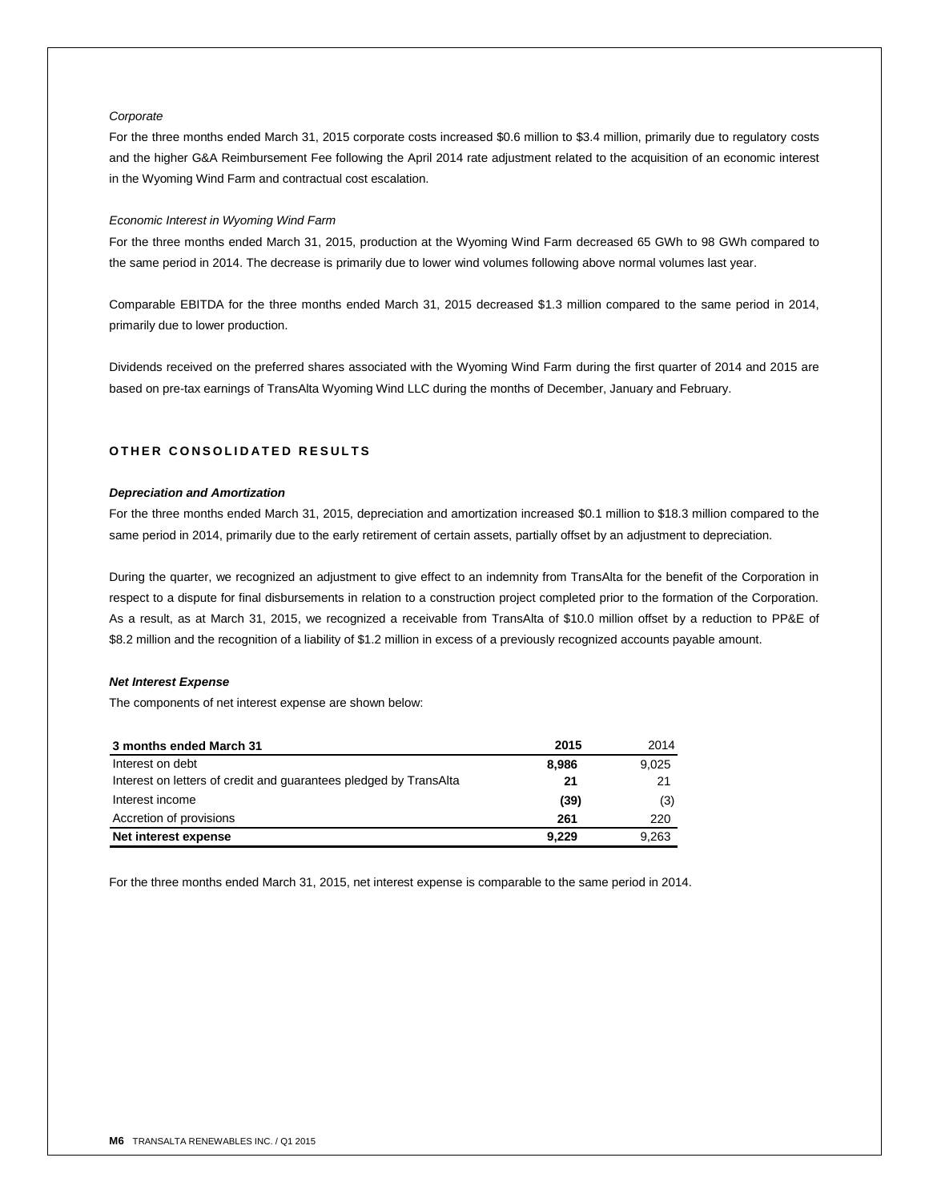*Corporate*

For the three months ended March 31, 2015 corporate costs increased $0.6 million to $3.4 million, primarily due to regulatory costs and the higher G&A Reimbursement Fee following the April 2014 rate adjustment related to the acquisition of an economic interest in the Wyoming Wind Farm and contractual cost escalation.

*Economic Interest in Wyoming Wind Farm*

For the three months ended March 31, 2015, production at the Wyoming Wind Farm decreased 65 GWh to 98 GWh compared to the same period in 2014. The decrease is primarily due to lower wind volumes following above normal volumes last year.

Comparable EBITDA for the three months ended March 31, 2015 decreased $1.3 million compared to the same period in 2014, primarily due to lower production.

Dividends received on the preferred shares associated with the Wyoming Wind Farm during the first quarter of 2014 and 2015 are based on pre-tax earnings of TransAlta Wyoming Wind LLC during the months of December, January and February.

## OTHER CONSOLIDATED RESULTS

***Depreciation and Amortization***

For the three months ended March 31, 2015, depreciation and amortization increased $0.1 million to $18.3 million compared to the same period in 2014, primarily due to the early retirement of certain assets, partially offset by an adjustment to depreciation.

During the quarter, we recognized an adjustment to give effect to an indemnity from TransAlta for the benefit of the Corporation in respect to a dispute for final disbursements in relation to a construction project completed prior to the formation of the Corporation. As a result, as at March 31, 2015, we recognized a receivable from TransAlta of $10.0 million offset by a reduction to PP&E of $8.2 million and the recognition of a liability of $1.2 million in excess of a previously recognized accounts payable amount.

***Net Interest Expense***

The components of net interest expense are shown below:

| 3 months ended March 31 | 2015 | 2014 |
|---|---|---|
| Interest on debt | **8,986** | 9,025 |
| Interest on letters of credit and guarantees pledged by TransAlta | **21** | 21 |
| Interest income | **(39)** | (3) |
| Accretion of provisions | **261** | 220 |
| **Net interest expense** | **9,229** | 9,263 |

For the three months ended March 31, 2015, net interest expense is comparable to the same period in 2014.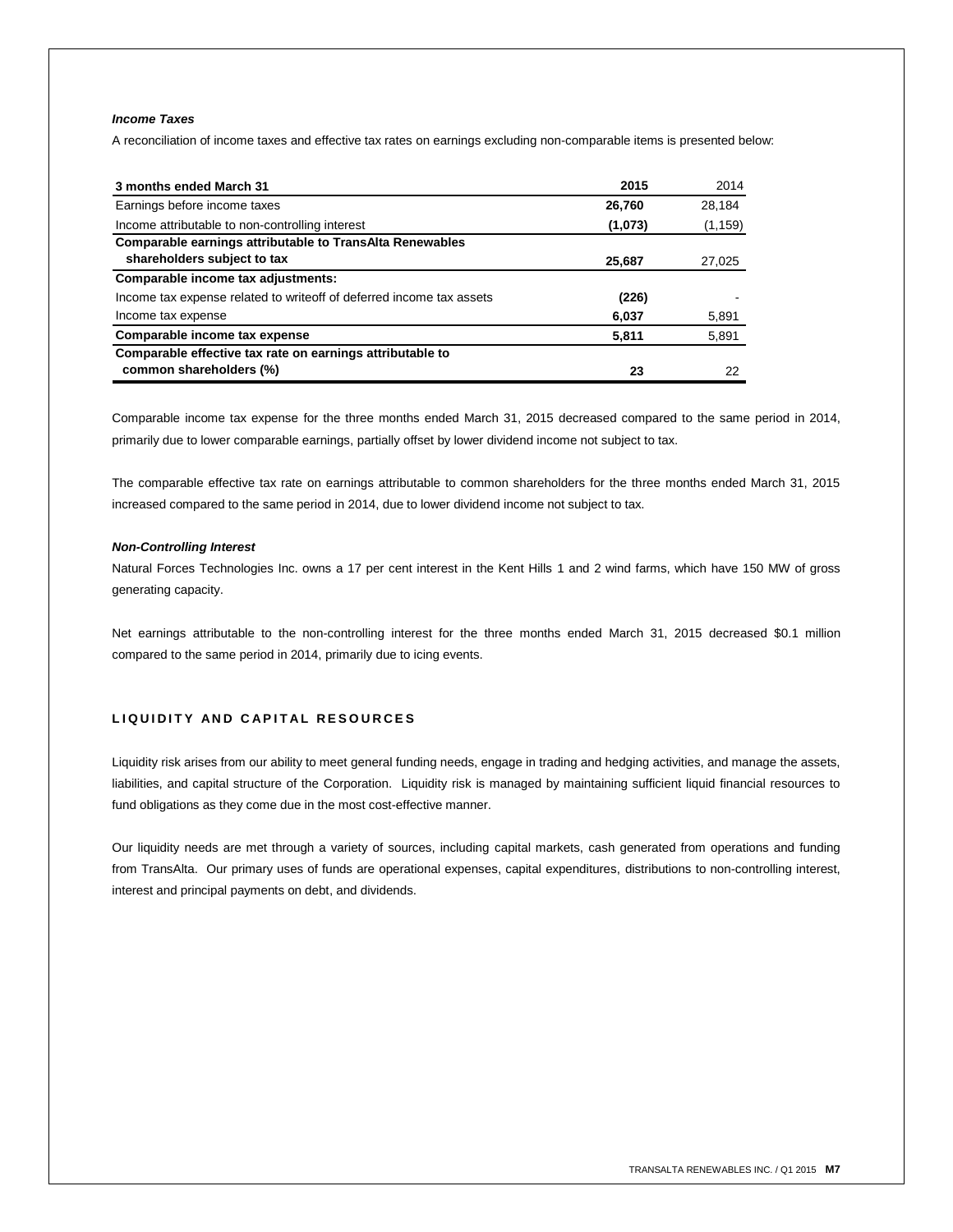### *Income Taxes*

A reconciliation of income taxes and effective tax rates on earnings excluding non-comparable items is presented below:

| 3 months ended March 31 | 2015 | 2014 |
|---|---|---|
| Earnings before income taxes | **26,760** | 28,184 |
| Income attributable to non-controlling interest | **(1,073)** | (1,159) |
| **Comparable earnings attributable to TransAlta Renewables shareholders subject to tax** | **25,687** | 27,025 |
| **Comparable income tax adjustments:** | | |
| Income tax expense related to writeoff of deferred income tax assets | **(226)** | - |
| Income tax expense | **6,037** | 5,891 |
| **Comparable income tax expense** | **5,811** | 5,891 |
| **Comparable effective tax rate on earnings attributable to common shareholders (%)** | **23** | 22 |

Comparable income tax expense for the three months ended March 31, 2015 decreased compared to the same period in 2014, primarily due to lower comparable earnings, partially offset by lower dividend income not subject to tax.

The comparable effective tax rate on earnings attributable to common shareholders for the three months ended March 31, 2015 increased compared to the same period in 2014, due to lower dividend income not subject to tax.

### *Non-Controlling Interest*

Natural Forces Technologies Inc. owns a 17 per cent interest in the Kent Hills 1 and 2 wind farms, which have 150 MW of gross generating capacity.

Net earnings attributable to the non-controlling interest for the three months ended March 31, 2015 decreased $0.1 million compared to the same period in 2014, primarily due to icing events.

## LIQUIDITY AND CAPITAL RESOURCES

Liquidity risk arises from our ability to meet general funding needs, engage in trading and hedging activities, and manage the assets, liabilities, and capital structure of the Corporation. Liquidity risk is managed by maintaining sufficient liquid financial resources to fund obligations as they come due in the most cost-effective manner.

Our liquidity needs are met through a variety of sources, including capital markets, cash generated from operations and funding from TransAlta. Our primary uses of funds are operational expenses, capital expenditures, distributions to non-controlling interest, interest and principal payments on debt, and dividends.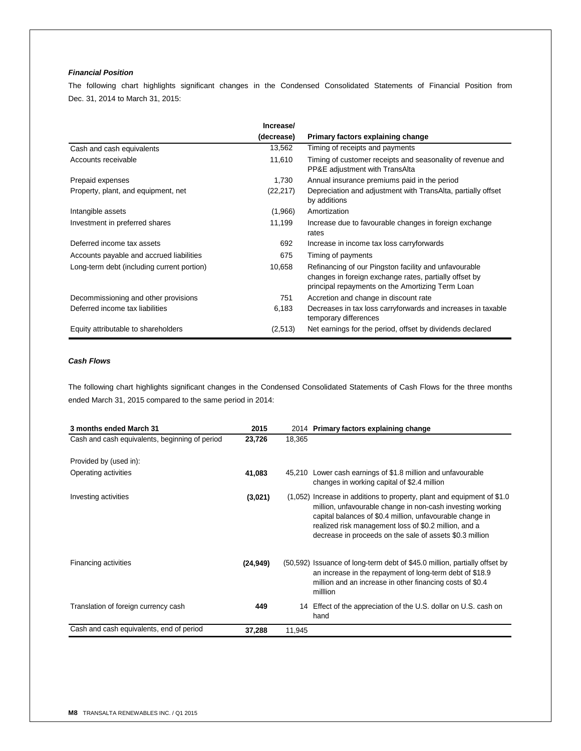***Financial Position***

The following chart highlights significant changes in the Condensed Consolidated Statements of Financial Position from Dec. 31, 2014 to March 31, 2015:

| | Increase/ (decrease) | Primary factors explaining change |
|---|---|---|
| Cash and cash equivalents | 13,562 | Timing of receipts and payments |
| Accounts receivable | 11,610 | Timing of customer receipts and seasonality of revenue and PP&E adjustment with TransAlta |
| Prepaid expenses | 1,730 | Annual insurance premiums paid in the period |
| Property, plant, and equipment, net | (22,217) | Depreciation and adjustment with TransAlta, partially offset by additions |
| Intangible assets | (1,966) | Amortization |
| Investment in preferred shares | 11,199 | Increase due to favourable changes in foreign exchange rates |
| Deferred income tax assets | 692 | Increase in income tax loss carryforwards |
| Accounts payable and accrued liabilities | 675 | Timing of payments |
| Long-term debt (including current portion) | 10,658 | Refinancing of our Pingston facility and unfavourable changes in foreign exchange rates, partially offset by principal repayments on the Amortizing Term Loan |
| Decommissioning and other provisions | 751 | Accretion and change in discount rate |
| Deferred income tax liabilities | 6,183 | Decreases in tax loss carryforwards and increases in taxable temporary differences |
| Equity attributable to shareholders | (2,513) | Net earnings for the period, offset by dividends declared |

***Cash Flows***

The following chart highlights significant changes in the Condensed Consolidated Statements of Cash Flows for the three months ended March 31, 2015 compared to the same period in 2014:

| 3 months ended March 31 | 2015 | 2014 | Primary factors explaining change |
|---|---|---|---|
| Cash and cash equivalents, beginning of period | **23,726** | 18,365 | |
| Provided by (used in): | | | |
| Operating activities | **41,083** | 45,210 | Lower cash earnings of $1.8 million and unfavourable changes in working capital of $2.4 million |
| Investing activities | **(3,021)** | (1,052) | Increase in additions to property, plant and equipment of $1.0 million, unfavourable change in non-cash investing working capital balances of $0.4 million, unfavourable change in realized risk management loss of $0.2 million, and a decrease in proceeds on the sale of assets $0.3 million |
| Financing activities | **(24,949)** | (50,592) | Issuance of long-term debt of $45.0 million, partially offset by an increase in the repayment of long-term debt of $18.9 million and an increase in other financing costs of $0.4 milllion |
| Translation of foreign currency cash | **449** | 14 | Effect of the appreciation of the U.S. dollar on U.S. cash on hand |
| Cash and cash equivalents, end of period | **37,288** | 11,945 | |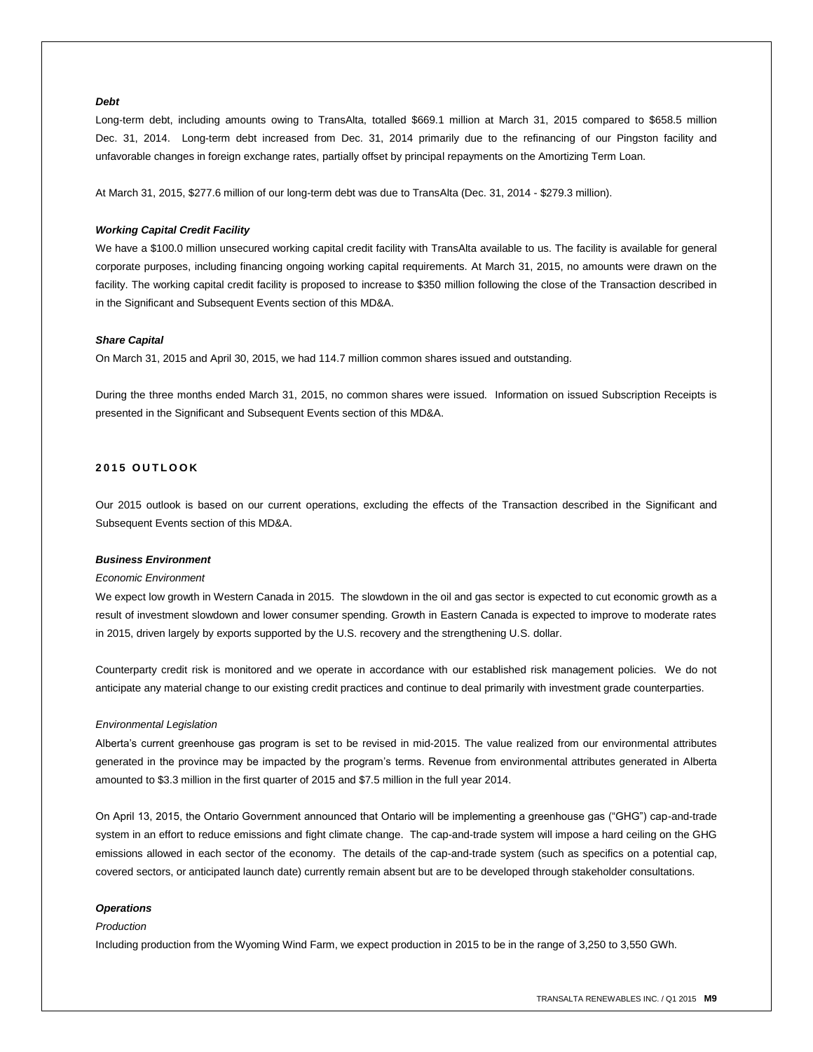### *Debt*

Long-term debt, including amounts owing to TransAlta, totalled $669.1 million at March 31, 2015 compared to $658.5 million Dec. 31, 2014. Long-term debt increased from Dec. 31, 2014 primarily due to the refinancing of our Pingston facility and unfavorable changes in foreign exchange rates, partially offset by principal repayments on the Amortizing Term Loan.

At March 31, 2015, $277.6 million of our long-term debt was due to TransAlta (Dec. 31, 2014 - $279.3 million).

### *Working Capital Credit Facility*

We have a $100.0 million unsecured working capital credit facility with TransAlta available to us. The facility is available for general corporate purposes, including financing ongoing working capital requirements. At March 31, 2015, no amounts were drawn on the facility. The working capital credit facility is proposed to increase to $350 million following the close of the Transaction described in in the Significant and Subsequent Events section of this MD&A.

### *Share Capital*

On March 31, 2015 and April 30, 2015, we had 114.7 million common shares issued and outstanding.

During the three months ended March 31, 2015, no common shares were issued. Information on issued Subscription Receipts is presented in the Significant and Subsequent Events section of this MD&A.

## 2015 OUTLOOK

Our 2015 outlook is based on our current operations, excluding the effects of the Transaction described in the Significant and Subsequent Events section of this MD&A.

### *Business Environment*

*Economic Environment*

We expect low growth in Western Canada in 2015. The slowdown in the oil and gas sector is expected to cut economic growth as a result of investment slowdown and lower consumer spending. Growth in Eastern Canada is expected to improve to moderate rates in 2015, driven largely by exports supported by the U.S. recovery and the strengthening U.S. dollar.

Counterparty credit risk is monitored and we operate in accordance with our established risk management policies. We do not anticipate any material change to our existing credit practices and continue to deal primarily with investment grade counterparties.

*Environmental Legislation*

Alberta's current greenhouse gas program is set to be revised in mid-2015. The value realized from our environmental attributes generated in the province may be impacted by the program's terms. Revenue from environmental attributes generated in Alberta amounted to $3.3 million in the first quarter of 2015 and $7.5 million in the full year 2014.

On April 13, 2015, the Ontario Government announced that Ontario will be implementing a greenhouse gas ("GHG") cap-and-trade system in an effort to reduce emissions and fight climate change. The cap-and-trade system will impose a hard ceiling on the GHG emissions allowed in each sector of the economy. The details of the cap-and-trade system (such as specifics on a potential cap, covered sectors, or anticipated launch date) currently remain absent but are to be developed through stakeholder consultations.

### *Operations*

*Production*

Including production from the Wyoming Wind Farm, we expect production in 2015 to be in the range of 3,250 to 3,550 GWh.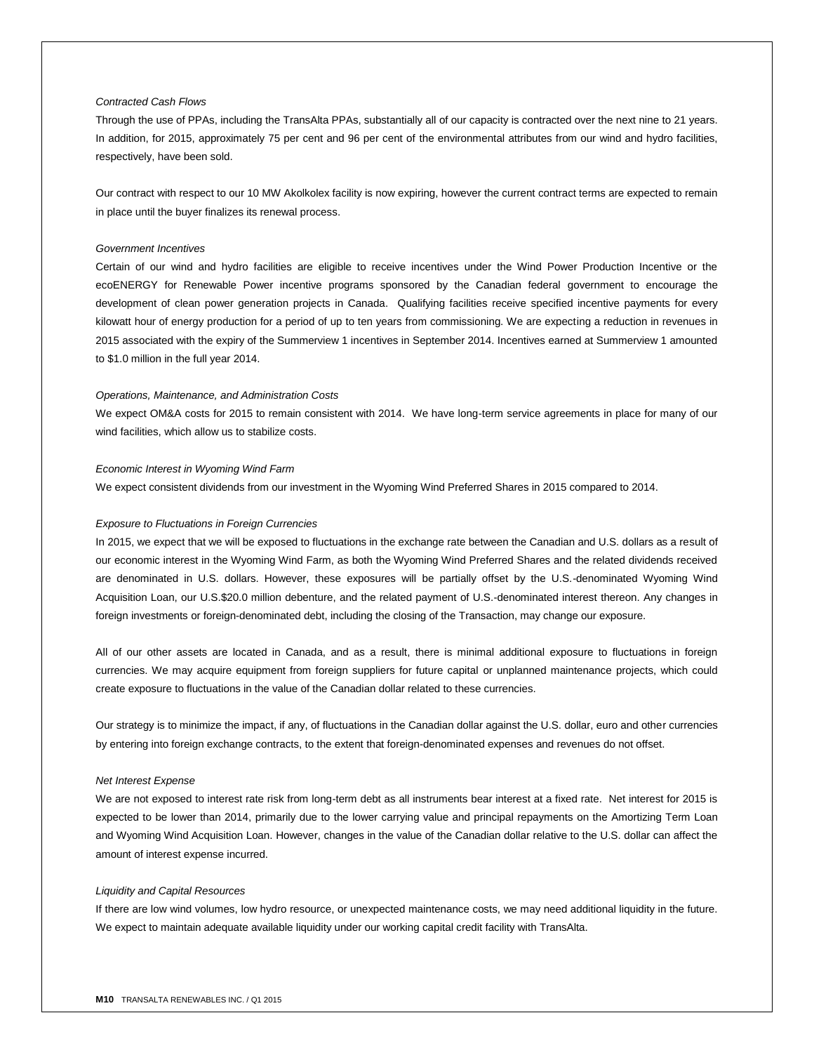*Contracted Cash Flows*

Through the use of PPAs, including the TransAlta PPAs, substantially all of our capacity is contracted over the next nine to 21 years. In addition, for 2015, approximately 75 per cent and 96 per cent of the environmental attributes from our wind and hydro facilities, respectively, have been sold.

Our contract with respect to our 10 MW Akolkolex facility is now expiring, however the current contract terms are expected to remain in place until the buyer finalizes its renewal process.

*Government Incentives*

Certain of our wind and hydro facilities are eligible to receive incentives under the Wind Power Production Incentive or the ecoENERGY for Renewable Power incentive programs sponsored by the Canadian federal government to encourage the development of clean power generation projects in Canada. Qualifying facilities receive specified incentive payments for every kilowatt hour of energy production for a period of up to ten years from commissioning. We are expecting a reduction in revenues in 2015 associated with the expiry of the Summerview 1 incentives in September 2014. Incentives earned at Summerview 1 amounted to $1.0 million in the full year 2014.

*Operations, Maintenance, and Administration Costs*

We expect OM&A costs for 2015 to remain consistent with 2014. We have long-term service agreements in place for many of our wind facilities, which allow us to stabilize costs.

*Economic Interest in Wyoming Wind Farm*

We expect consistent dividends from our investment in the Wyoming Wind Preferred Shares in 2015 compared to 2014.

*Exposure to Fluctuations in Foreign Currencies*

In 2015, we expect that we will be exposed to fluctuations in the exchange rate between the Canadian and U.S. dollars as a result of our economic interest in the Wyoming Wind Farm, as both the Wyoming Wind Preferred Shares and the related dividends received are denominated in U.S. dollars. However, these exposures will be partially offset by the U.S.-denominated Wyoming Wind Acquisition Loan, our U.S.$20.0 million debenture, and the related payment of U.S.-denominated interest thereon. Any changes in foreign investments or foreign-denominated debt, including the closing of the Transaction, may change our exposure.

All of our other assets are located in Canada, and as a result, there is minimal additional exposure to fluctuations in foreign currencies. We may acquire equipment from foreign suppliers for future capital or unplanned maintenance projects, which could create exposure to fluctuations in the value of the Canadian dollar related to these currencies.

Our strategy is to minimize the impact, if any, of fluctuations in the Canadian dollar against the U.S. dollar, euro and other currencies by entering into foreign exchange contracts, to the extent that foreign-denominated expenses and revenues do not offset.

*Net Interest Expense*

We are not exposed to interest rate risk from long-term debt as all instruments bear interest at a fixed rate. Net interest for 2015 is expected to be lower than 2014, primarily due to the lower carrying value and principal repayments on the Amortizing Term Loan and Wyoming Wind Acquisition Loan. However, changes in the value of the Canadian dollar relative to the U.S. dollar can affect the amount of interest expense incurred.

*Liquidity and Capital Resources*

If there are low wind volumes, low hydro resource, or unexpected maintenance costs, we may need additional liquidity in the future. We expect to maintain adequate available liquidity under our working capital credit facility with TransAlta.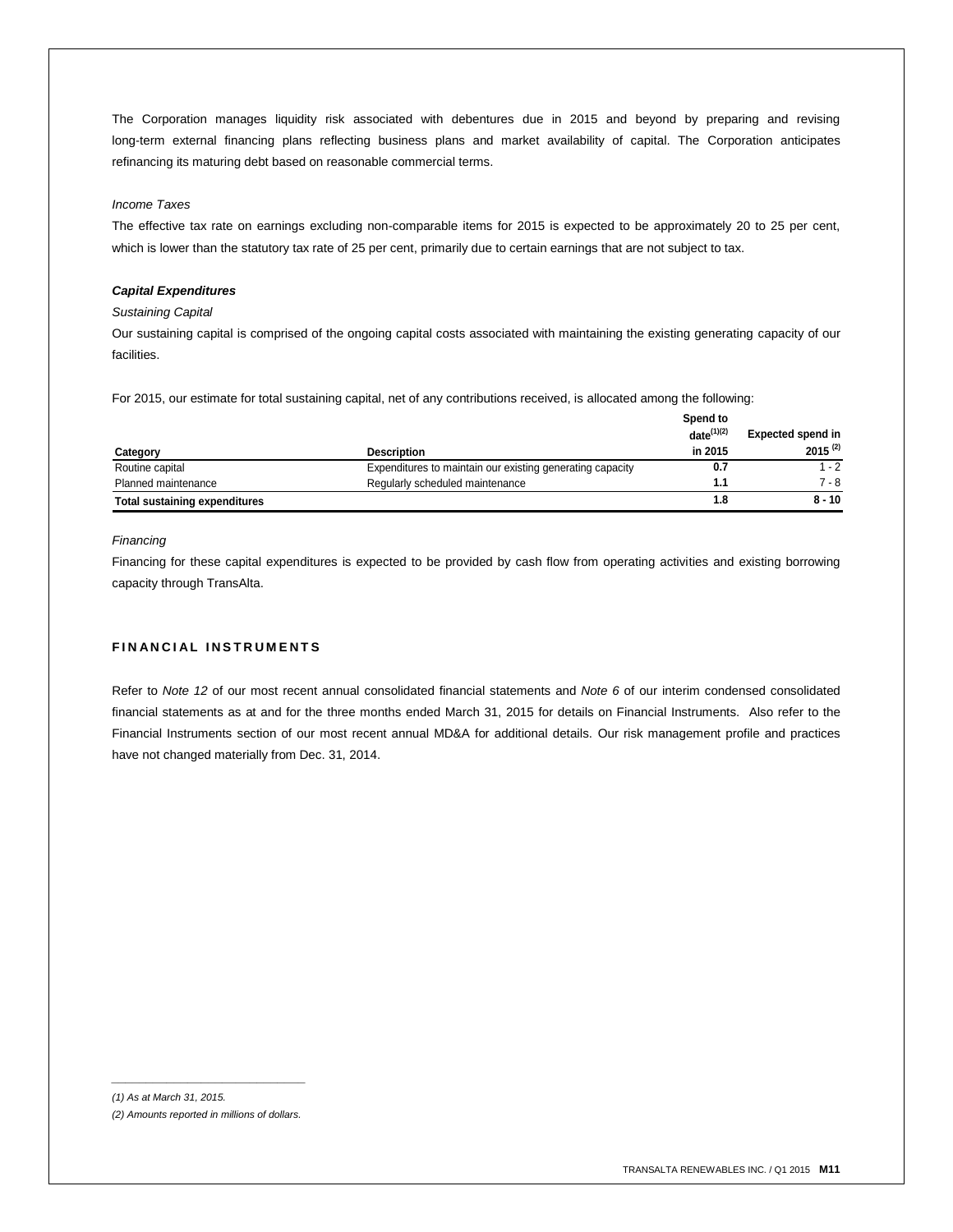The Corporation manages liquidity risk associated with debentures due in 2015 and beyond by preparing and revising long-term external financing plans reflecting business plans and market availability of capital. The Corporation anticipates refinancing its maturing debt based on reasonable commercial terms.

*Income Taxes*

The effective tax rate on earnings excluding non-comparable items for 2015 is expected to be approximately 20 to 25 per cent, which is lower than the statutory tax rate of 25 per cent, primarily due to certain earnings that are not subject to tax.

***Capital Expenditures***

*Sustaining Capital*

Our sustaining capital is comprised of the ongoing capital costs associated with maintaining the existing generating capacity of our facilities.

For 2015, our estimate for total sustaining capital, net of any contributions received, is allocated among the following:

| Category | Description | Spend to date[(1)(2)] in 2015 | Expected spend in 2015 [(2)] |
|---|---|---|---|
| Routine capital | Expenditures to maintain our existing generating capacity | **0.7** | 1 - 2 |
| Planned maintenance | Regularly scheduled maintenance | **1.1** | 7 - 8 |
| **Total sustaining expenditures** | | **1.8** | **8 - 10** |

*Financing*

Financing for these capital expenditures is expected to be provided by cash flow from operating activities and existing borrowing capacity through TransAlta.

## FINANCIAL INSTRUMENTS

Refer to *Note 12* of our most recent annual consolidated financial statements and *Note 6* of our interim condensed consolidated financial statements as at and for the three months ended March 31, 2015 for details on Financial Instruments. Also refer to the Financial Instruments section of our most recent annual MD&A for additional details. Our risk management profile and practices have not changed materially from Dec. 31, 2014.

---

*(1) As at March 31, 2015.*

*(2) Amounts reported in millions of dollars.*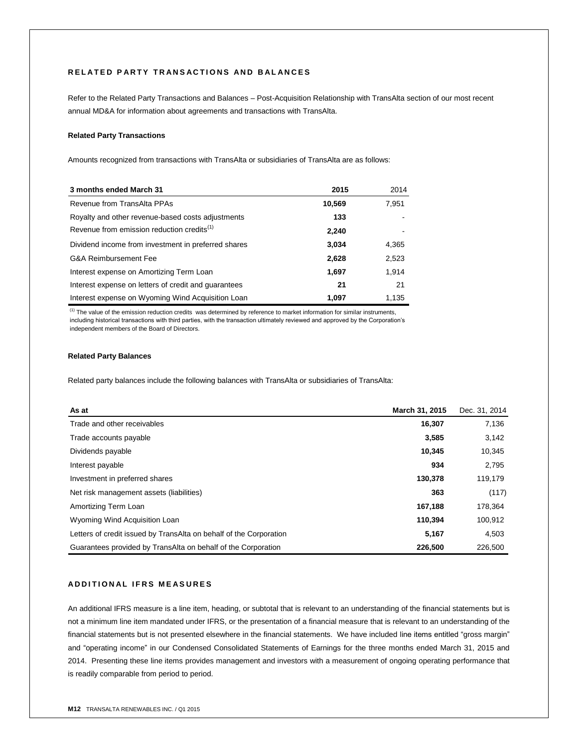## RELATED PARTY TRANSACTIONS AND BALANCES

Refer to the Related Party Transactions and Balances – Post-Acquisition Relationship with TransAlta section of our most recent annual MD&A for information about agreements and transactions with TransAlta.

### Related Party Transactions

Amounts recognized from transactions with TransAlta or subsidiaries of TransAlta are as follows:

| 3 months ended March 31 | 2015 | 2014 |
|---|---|---|
| Revenue from TransAlta PPAs | **10,569** | 7,951 |
| Royalty and other revenue-based costs adjustments | **133** | - |
| Revenue from emission reduction credits[1] | **2,240** | - |
| Dividend income from investment in preferred shares | **3,034** | 4,365 |
| G&A Reimbursement Fee | **2,628** | 2,523 |
| Interest expense on Amortizing Term Loan | **1,697** | 1,914 |
| Interest expense on letters of credit and guarantees | **21** | 21 |
| Interest expense on Wyoming Wind Acquisition Loan | **1,097** | 1,135 |

[1] The value of the emission reduction credits was determined by reference to market information for similar instruments, including historical transactions with third parties, with the transaction ultimately reviewed and approved by the Corporation's independent members of the Board of Directors.

### Related Party Balances

Related party balances include the following balances with TransAlta or subsidiaries of TransAlta:

| As at | March 31, 2015 | Dec. 31, 2014 |
|---|---|---|
| Trade and other receivables | **16,307** | 7,136 |
| Trade accounts payable | **3,585** | 3,142 |
| Dividends payable | **10,345** | 10,345 |
| Interest payable | **934** | 2,795 |
| Investment in preferred shares | **130,378** | 119,179 |
| Net risk management assets (liabilities) | **363** | (117) |
| Amortizing Term Loan | **167,188** | 178,364 |
| Wyoming Wind Acquisition Loan | **110,394** | 100,912 |
| Letters of credit issued by TransAlta on behalf of the Corporation | **5,167** | 4,503 |
| Guarantees provided by TransAlta on behalf of the Corporation | **226,500** | 226,500 |

## ADDITIONAL IFRS MEASURES

An additional IFRS measure is a line item, heading, or subtotal that is relevant to an understanding of the financial statements but is not a minimum line item mandated under IFRS, or the presentation of a financial measure that is relevant to an understanding of the financial statements but is not presented elsewhere in the financial statements. We have included line items entitled "gross margin" and "operating income" in our Condensed Consolidated Statements of Earnings for the three months ended March 31, 2015 and 2014. Presenting these line items provides management and investors with a measurement of ongoing operating performance that is readily comparable from period to period.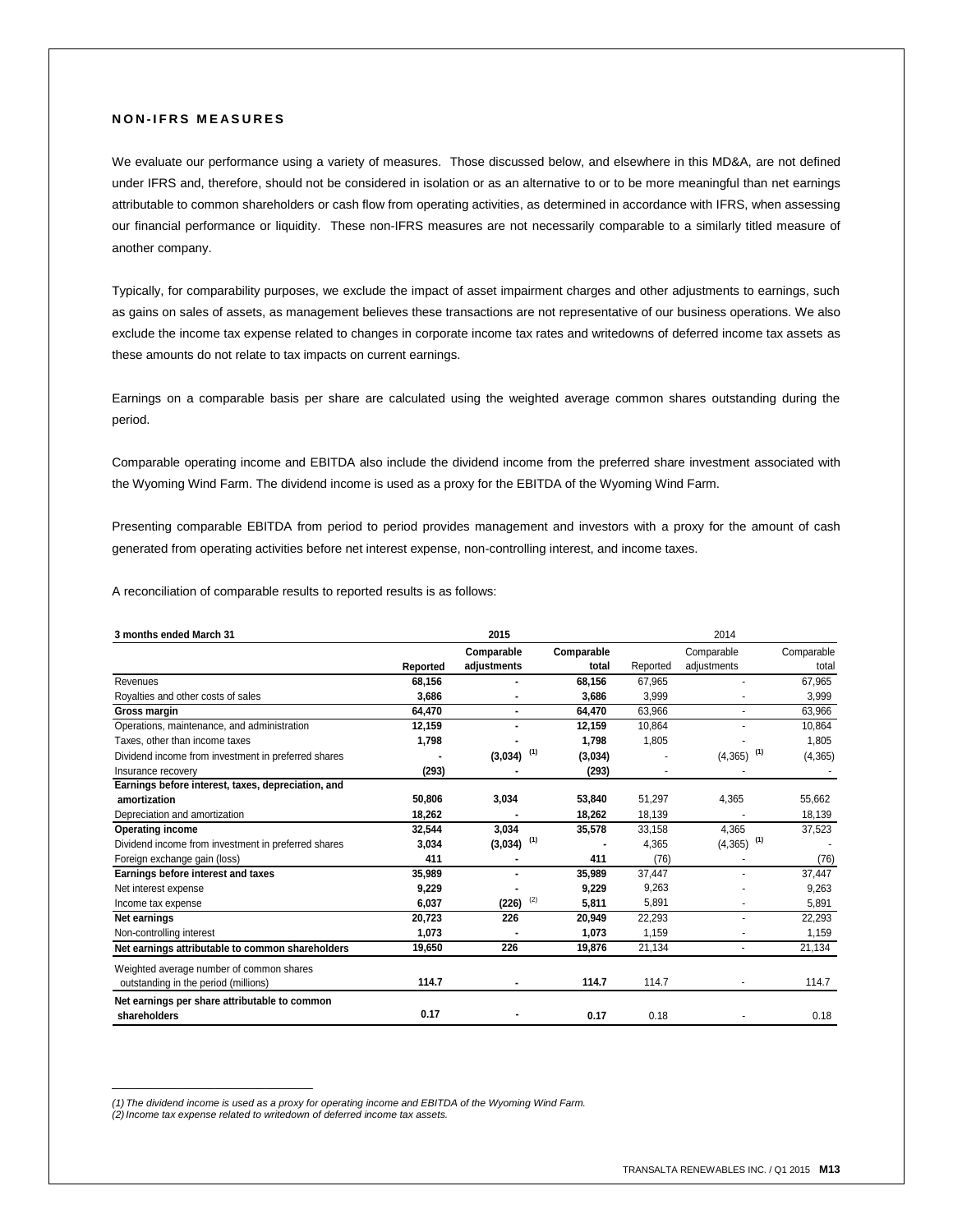## NON-IFRS MEASURES

We evaluate our performance using a variety of measures. Those discussed below, and elsewhere in this MD&A, are not defined under IFRS and, therefore, should not be considered in isolation or as an alternative to or to be more meaningful than net earnings attributable to common shareholders or cash flow from operating activities, as determined in accordance with IFRS, when assessing our financial performance or liquidity. These non-IFRS measures are not necessarily comparable to a similarly titled measure of another company.

Typically, for comparability purposes, we exclude the impact of asset impairment charges and other adjustments to earnings, such as gains on sales of assets, as management believes these transactions are not representative of our business operations. We also exclude the income tax expense related to changes in corporate income tax rates and writedowns of deferred income tax assets as these amounts do not relate to tax impacts on current earnings.

Earnings on a comparable basis per share are calculated using the weighted average common shares outstanding during the period.

Comparable operating income and EBITDA also include the dividend income from the preferred share investment associated with the Wyoming Wind Farm. The dividend income is used as a proxy for the EBITDA of the Wyoming Wind Farm.

Presenting comparable EBITDA from period to period provides management and investors with a proxy for the amount of cash generated from operating activities before net interest expense, non-controlling interest, and income taxes.

A reconciliation of comparable results to reported results is as follows:

| 3 months ended March 31 | 2015 | | | 2014 | | |
|---|---|---|---|---|---|---|
| | Reported | Comparable adjustments | Comparable total | Reported | Comparable adjustments | Comparable total |
| Revenues | 68,156 | - | 68,156 | 67,965 | - | 67,965 |
| Royalties and other costs of sales | 3,686 | - | 3,686 | 3,999 | - | 3,999 |
| **Gross margin** | 64,470 | - | 64,470 | 63,966 | - | 63,966 |
| Operations, maintenance, and administration | 12,159 | - | 12,159 | 10,864 | - | 10,864 |
| Taxes, other than income taxes | 1,798 | - | 1,798 | 1,805 | - | 1,805 |
| Dividend income from investment in preferred shares | - | (3,034) [1] | (3,034) | - | (4,365) [1] | (4,365) |
| Insurance recovery | (293) | - | (293) | - | - | - |
| **Earnings before interest, taxes, depreciation, and amortization** | 50,806 | 3,034 | 53,840 | 51,297 | 4,365 | 55,662 |
| Depreciation and amortization | 18,262 | - | 18,262 | 18,139 | - | 18,139 |
| **Operating income** | 32,544 | 3,034 | 35,578 | 33,158 | 4,365 | 37,523 |
| Dividend income from investment in preferred shares | 3,034 | (3,034) [1] | - | 4,365 | (4,365) [1] | - |
| Foreign exchange gain (loss) | 411 | - | 411 | (76) | - | (76) |
| **Earnings before interest and taxes** | 35,989 | - | 35,989 | 37,447 | - | 37,447 |
| Net interest expense | 9,229 | - | 9,229 | 9,263 | - | 9,263 |
| Income tax expense | 6,037 | (226) [2] | 5,811 | 5,891 | - | 5,891 |
| **Net earnings** | 20,723 | 226 | 20,949 | 22,293 | - | 22,293 |
| Non-controlling interest | 1,073 | - | 1,073 | 1,159 | - | 1,159 |
| **Net earnings attributable to common shareholders** | 19,650 | 226 | 19,876 | 21,134 | - | 21,134 |
| Weighted average number of common shares outstanding in the period (millions) | 114.7 | - | 114.7 | 114.7 | - | 114.7 |
| **Net earnings per share attributable to common shareholders** | 0.17 | - | 0.17 | 0.18 | - | 0.18 |

*(1) The dividend income is used as a proxy for operating income and EBITDA of the Wyoming Wind Farm.*
*(2) Income tax expense related to writedown of deferred income tax assets.*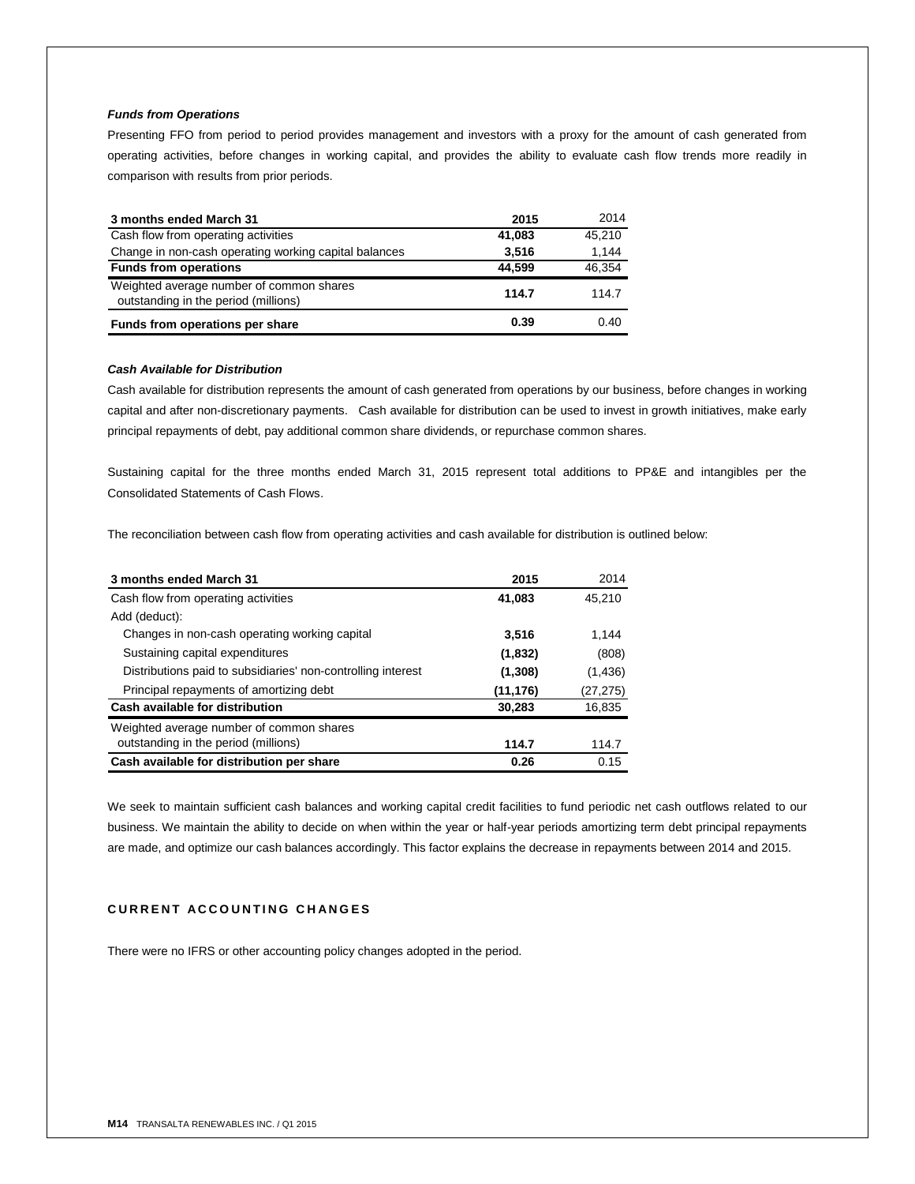### *Funds from Operations*

Presenting FFO from period to period provides management and investors with a proxy for the amount of cash generated from operating activities, before changes in working capital, and provides the ability to evaluate cash flow trends more readily in comparison with results from prior periods.

| 3 months ended March 31 | 2015 | 2014 |
|---|---|---|
| Cash flow from operating activities | **41,083** | 45,210 |
| Change in non-cash operating working capital balances | **3,516** | 1,144 |
| **Funds from operations** | **44,599** | 46,354 |
| Weighted average number of common shares outstanding in the period (millions) | **114.7** | 114.7 |
| **Funds from operations per share** | **0.39** | 0.40 |

### *Cash Available for Distribution*

Cash available for distribution represents the amount of cash generated from operations by our business, before changes in working capital and after non-discretionary payments. Cash available for distribution can be used to invest in growth initiatives, make early principal repayments of debt, pay additional common share dividends, or repurchase common shares.

Sustaining capital for the three months ended March 31, 2015 represent total additions to PP&E and intangibles per the Consolidated Statements of Cash Flows.

The reconciliation between cash flow from operating activities and cash available for distribution is outlined below:

| 3 months ended March 31 | 2015 | 2014 |
|---|---|---|
| Cash flow from operating activities | **41,083** | 45,210 |
| Add (deduct): | | |
| Changes in non-cash operating working capital | **3,516** | 1,144 |
| Sustaining capital expenditures | **(1,832)** | (808) |
| Distributions paid to subsidiaries' non-controlling interest | **(1,308)** | (1,436) |
| Principal repayments of amortizing debt | **(11,176)** | (27,275) |
| **Cash available for distribution** | **30,283** | 16,835 |
| Weighted average number of common shares outstanding in the period (millions) | **114.7** | 114.7 |
| **Cash available for distribution per share** | **0.26** | 0.15 |

We seek to maintain sufficient cash balances and working capital credit facilities to fund periodic net cash outflows related to our business. We maintain the ability to decide on when within the year or half-year periods amortizing term debt principal repayments are made, and optimize our cash balances accordingly. This factor explains the decrease in repayments between 2014 and 2015.

## CURRENT ACCOUNTING CHANGES

There were no IFRS or other accounting policy changes adopted in the period.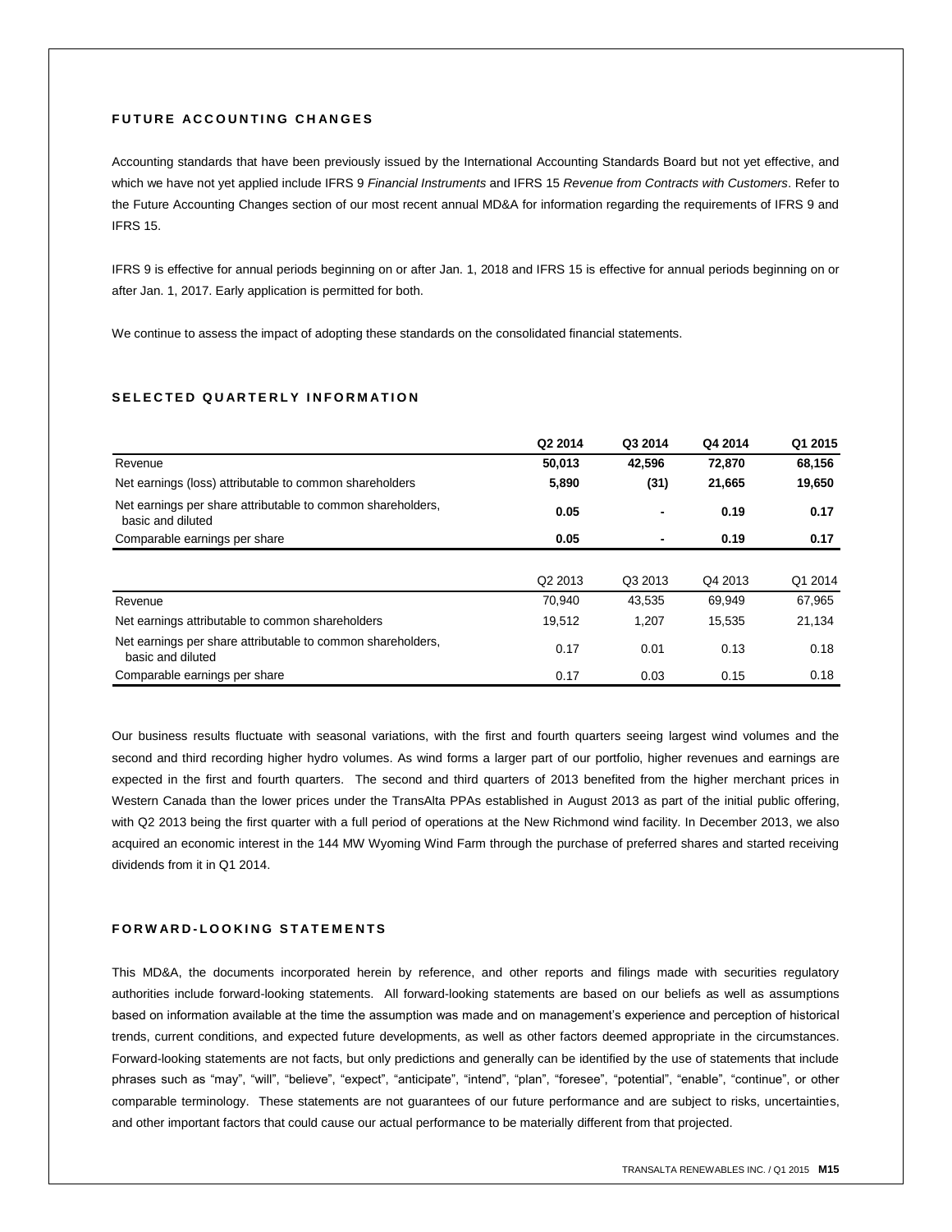## FUTURE ACCOUNTING CHANGES

Accounting standards that have been previously issued by the International Accounting Standards Board but not yet effective, and which we have not yet applied include IFRS 9 *Financial Instruments* and IFRS 15 *Revenue from Contracts with Customers*. Refer to the Future Accounting Changes section of our most recent annual MD&A for information regarding the requirements of IFRS 9 and IFRS 15.

IFRS 9 is effective for annual periods beginning on or after Jan. 1, 2018 and IFRS 15 is effective for annual periods beginning on or after Jan. 1, 2017. Early application is permitted for both.

We continue to assess the impact of adopting these standards on the consolidated financial statements.

## SELECTED QUARTERLY INFORMATION

| | **Q2 2014** | **Q3 2014** | **Q4 2014** | **Q1 2015** |
|---|---|---|---|---|
| Revenue | **50,013** | **42,596** | **72,870** | **68,156** |
| Net earnings (loss) attributable to common shareholders | **5,890** | **(31)** | **21,665** | **19,650** |
| Net earnings per share attributable to common shareholders, basic and diluted | **0.05** | **-** | **0.19** | **0.17** |
| Comparable earnings per share | **0.05** | **-** | **0.19** | **0.17** |

| | Q2 2013 | Q3 2013 | Q4 2013 | Q1 2014 |
|---|---|---|---|---|
| Revenue | 70,940 | 43,535 | 69,949 | 67,965 |
| Net earnings attributable to common shareholders | 19,512 | 1,207 | 15,535 | 21,134 |
| Net earnings per share attributable to common shareholders, basic and diluted | 0.17 | 0.01 | 0.13 | 0.18 |
| Comparable earnings per share | 0.17 | 0.03 | 0.15 | 0.18 |

Our business results fluctuate with seasonal variations, with the first and fourth quarters seeing largest wind volumes and the second and third recording higher hydro volumes. As wind forms a larger part of our portfolio, higher revenues and earnings are expected in the first and fourth quarters. The second and third quarters of 2013 benefited from the higher merchant prices in Western Canada than the lower prices under the TransAlta PPAs established in August 2013 as part of the initial public offering, with Q2 2013 being the first quarter with a full period of operations at the New Richmond wind facility. In December 2013, we also acquired an economic interest in the 144 MW Wyoming Wind Farm through the purchase of preferred shares and started receiving dividends from it in Q1 2014.

## FORWARD-LOOKING STATEMENTS

This MD&A, the documents incorporated herein by reference, and other reports and filings made with securities regulatory authorities include forward-looking statements. All forward-looking statements are based on our beliefs as well as assumptions based on information available at the time the assumption was made and on management's experience and perception of historical trends, current conditions, and expected future developments, as well as other factors deemed appropriate in the circumstances. Forward-looking statements are not facts, but only predictions and generally can be identified by the use of statements that include phrases such as "may", "will", "believe", "expect", "anticipate", "intend", "plan", "foresee", "potential", "enable", "continue", or other comparable terminology. These statements are not guarantees of our future performance and are subject to risks, uncertainties, and other important factors that could cause our actual performance to be materially different from that projected.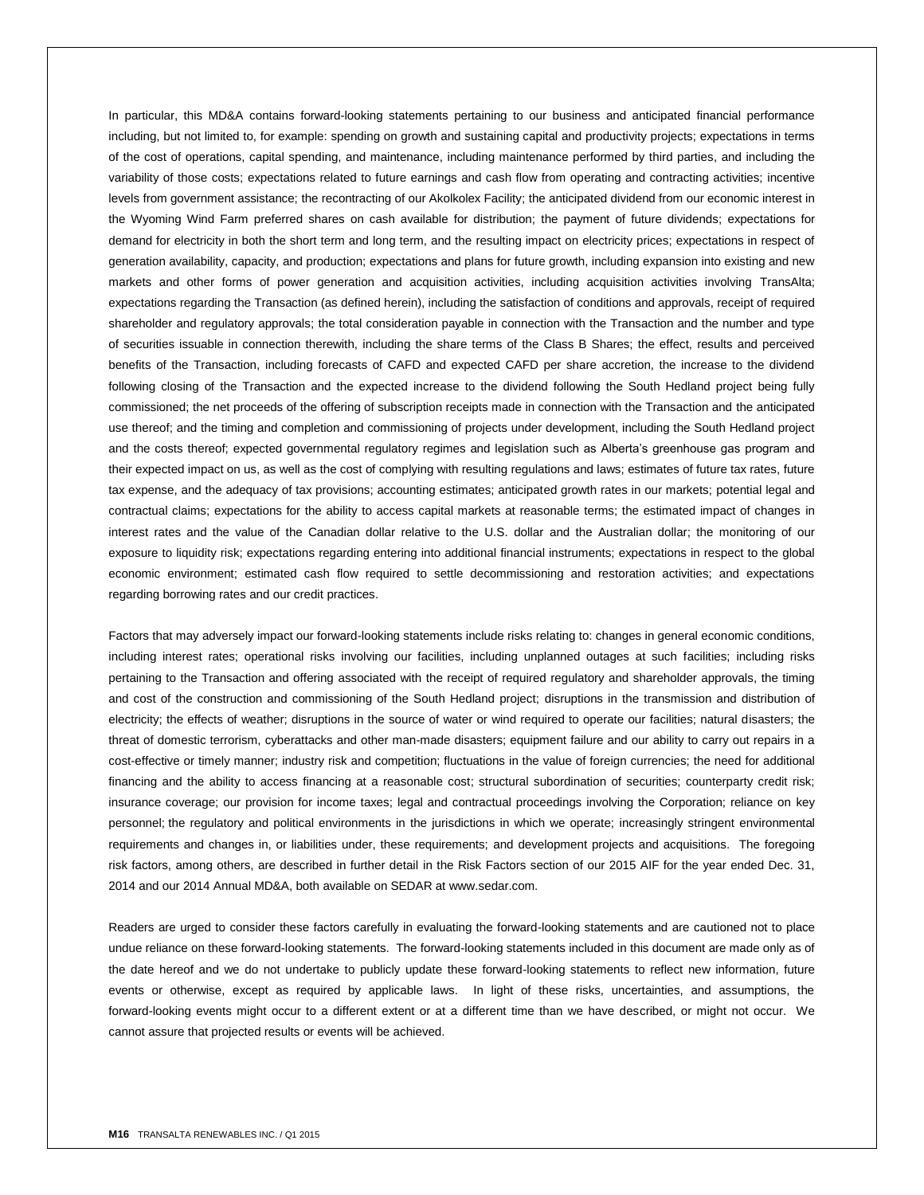In particular, this MD&A contains forward-looking statements pertaining to our business and anticipated financial performance including, but not limited to, for example: spending on growth and sustaining capital and productivity projects; expectations in terms of the cost of operations, capital spending, and maintenance, including maintenance performed by third parties, and including the variability of those costs; expectations related to future earnings and cash flow from operating and contracting activities; incentive levels from government assistance; the recontracting of our Akolkolex Facility; the anticipated dividend from our economic interest in the Wyoming Wind Farm preferred shares on cash available for distribution; the payment of future dividends; expectations for demand for electricity in both the short term and long term, and the resulting impact on electricity prices; expectations in respect of generation availability, capacity, and production; expectations and plans for future growth, including expansion into existing and new markets and other forms of power generation and acquisition activities, including acquisition activities involving TransAlta; expectations regarding the Transaction (as defined herein), including the satisfaction of conditions and approvals, receipt of required shareholder and regulatory approvals; the total consideration payable in connection with the Transaction and the number and type of securities issuable in connection therewith, including the share terms of the Class B Shares; the effect, results and perceived benefits of the Transaction, including forecasts of CAFD and expected CAFD per share accretion, the increase to the dividend following closing of the Transaction and the expected increase to the dividend following the South Hedland project being fully commissioned; the net proceeds of the offering of subscription receipts made in connection with the Transaction and the anticipated use thereof; and the timing and completion and commissioning of projects under development, including the South Hedland project and the costs thereof; expected governmental regulatory regimes and legislation such as Alberta's greenhouse gas program and their expected impact on us, as well as the cost of complying with resulting regulations and laws; estimates of future tax rates, future tax expense, and the adequacy of tax provisions; accounting estimates; anticipated growth rates in our markets; potential legal and contractual claims; expectations for the ability to access capital markets at reasonable terms; the estimated impact of changes in interest rates and the value of the Canadian dollar relative to the U.S. dollar and the Australian dollar; the monitoring of our exposure to liquidity risk; expectations regarding entering into additional financial instruments; expectations in respect to the global economic environment; estimated cash flow required to settle decommissioning and restoration activities; and expectations regarding borrowing rates and our credit practices.

Factors that may adversely impact our forward-looking statements include risks relating to: changes in general economic conditions, including interest rates; operational risks involving our facilities, including unplanned outages at such facilities; including risks pertaining to the Transaction and offering associated with the receipt of required regulatory and shareholder approvals, the timing and cost of the construction and commissioning of the South Hedland project; disruptions in the transmission and distribution of electricity; the effects of weather; disruptions in the source of water or wind required to operate our facilities; natural disasters; the threat of domestic terrorism, cyberattacks and other man-made disasters; equipment failure and our ability to carry out repairs in a cost-effective or timely manner; industry risk and competition; fluctuations in the value of foreign currencies; the need for additional financing and the ability to access financing at a reasonable cost; structural subordination of securities; counterparty credit risk; insurance coverage; our provision for income taxes; legal and contractual proceedings involving the Corporation; reliance on key personnel; the regulatory and political environments in the jurisdictions in which we operate; increasingly stringent environmental requirements and changes in, or liabilities under, these requirements; and development projects and acquisitions. The foregoing risk factors, among others, are described in further detail in the Risk Factors section of our 2015 AIF for the year ended Dec. 31, 2014 and our 2014 Annual MD&A, both available on SEDAR at www.sedar.com.

Readers are urged to consider these factors carefully in evaluating the forward-looking statements and are cautioned not to place undue reliance on these forward-looking statements. The forward-looking statements included in this document are made only as of the date hereof and we do not undertake to publicly update these forward-looking statements to reflect new information, future events or otherwise, except as required by applicable laws. In light of these risks, uncertainties, and assumptions, the forward-looking events might occur to a different extent or at a different time than we have described, or might not occur. We cannot assure that projected results or events will be achieved.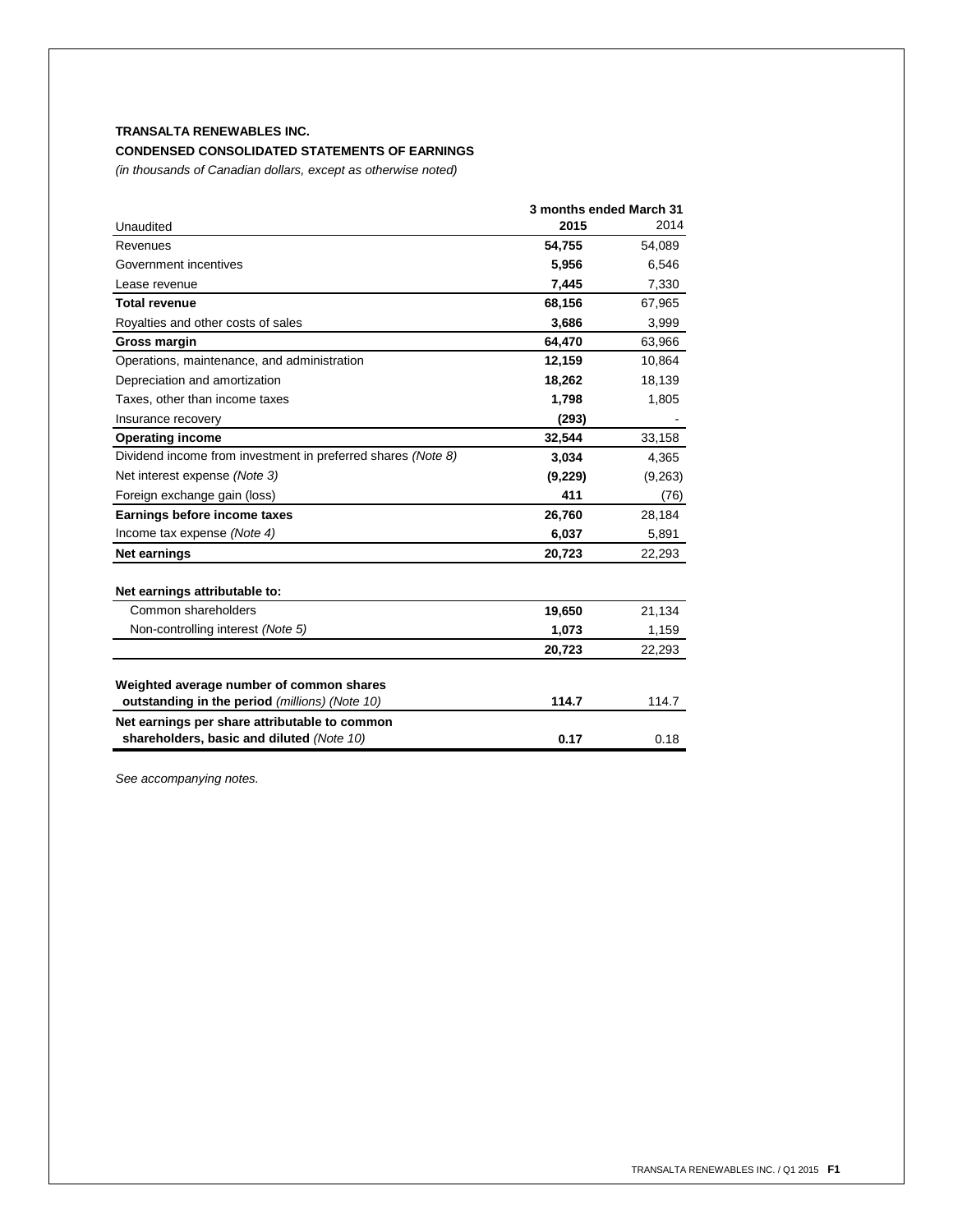**TRANSALTA RENEWABLES INC.**

**CONDENSED CONSOLIDATED STATEMENTS OF EARNINGS**

*(in thousands of Canadian dollars, except as otherwise noted)*

| | 3 months ended March 31 | |
|---|---|---|
| Unaudited | **2015** | 2014 |
| Revenues | **54,755** | 54,089 |
| Government incentives | **5,956** | 6,546 |
| Lease revenue | **7,445** | 7,330 |
| **Total revenue** | **68,156** | 67,965 |
| Royalties and other costs of sales | **3,686** | 3,999 |
| **Gross margin** | **64,470** | 63,966 |
| Operations, maintenance, and administration | **12,159** | 10,864 |
| Depreciation and amortization | **18,262** | 18,139 |
| Taxes, other than income taxes | **1,798** | 1,805 |
| Insurance recovery | **(293)** | - |
| **Operating income** | **32,544** | 33,158 |
| Dividend income from investment in preferred shares *(Note 8)* | **3,034** | 4,365 |
| Net interest expense *(Note 3)* | **(9,229)** | (9,263) |
| Foreign exchange gain (loss) | **411** | (76) |
| **Earnings before income taxes** | **26,760** | 28,184 |
| Income tax expense *(Note 4)* | **6,037** | 5,891 |
| **Net earnings** | **20,723** | 22,293 |
| | | |
| **Net earnings attributable to:** | | |
| Common shareholders | **19,650** | 21,134 |
| Non-controlling interest *(Note 5)* | **1,073** | 1,159 |
| | **20,723** | 22,293 |
| | | |
| **Weighted average number of common shares outstanding in the period** *(millions) (Note 10)* | **114.7** | 114.7 |
| **Net earnings per share attributable to common shareholders, basic and diluted** *(Note 10)* | **0.17** | 0.18 |

*See accompanying notes.*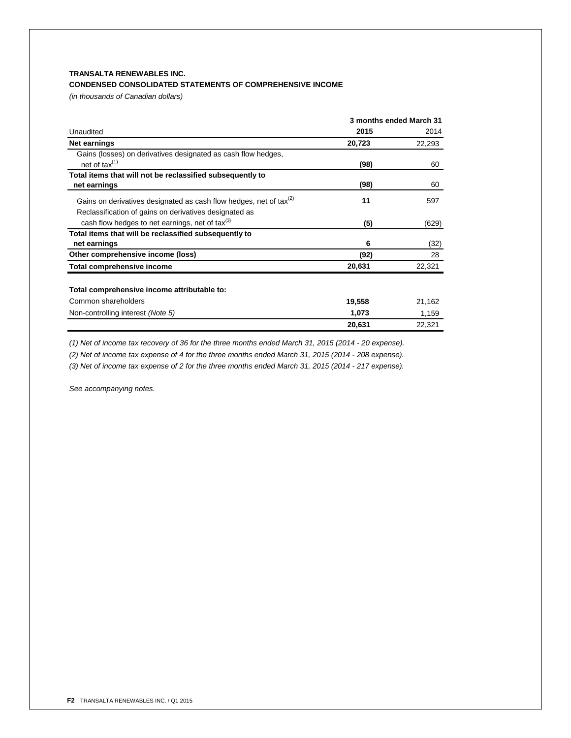**TRANSALTA RENEWABLES INC.**

**CONDENSED CONSOLIDATED STATEMENTS OF COMPREHENSIVE INCOME**

*(in thousands of Canadian dollars)*

| | 3 months ended March 31 | |
|---|---|---|
| Unaudited | **2015** | 2014 |
| **Net earnings** | **20,723** | 22,293 |
| Gains (losses) on derivatives designated as cash flow hedges, net of tax[(1)] | **(98)** | 60 |
| **Total items that will not be reclassified subsequently to net earnings** | **(98)** | 60 |
| Gains on derivatives designated as cash flow hedges, net of tax[(2)] | **11** | 597 |
| Reclassification of gains on derivatives designated as cash flow hedges to net earnings, net of tax[(3)] | **(5)** | (629) |
| **Total items that will be reclassified subsequently to net earnings** | **6** | (32) |
| **Other comprehensive income (loss)** | **(92)** | 28 |
| **Total comprehensive income** | **20,631** | 22,321 |
| | | |
| **Total comprehensive income attributable to:** | | |
| Common shareholders | **19,558** | 21,162 |
| Non-controlling interest *(Note 5)* | **1,073** | 1,159 |
| | **20,631** | 22,321 |

*(1) Net of income tax recovery of 36 for the three months ended March 31, 2015 (2014 - 20 expense).*

*(2) Net of income tax expense of 4 for the three months ended March 31, 2015 (2014 - 208 expense).*

*(3) Net of income tax expense of 2 for the three months ended March 31, 2015 (2014 - 217 expense).*

*See accompanying notes.*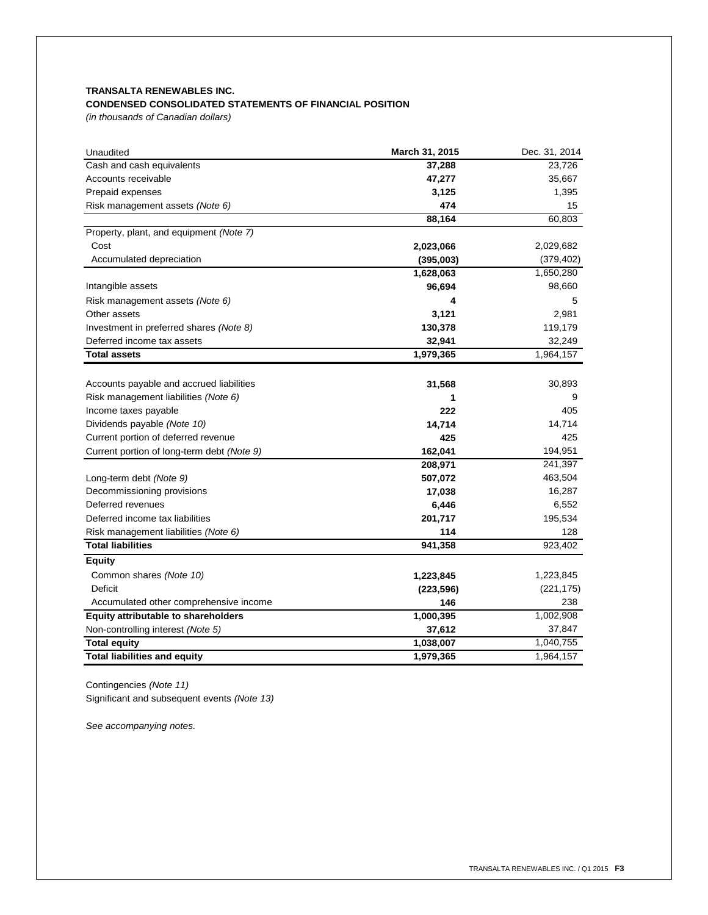**TRANSALTA RENEWABLES INC.**
**CONDENSED CONSOLIDATED STATEMENTS OF FINANCIAL POSITION**
*(in thousands of Canadian dollars)*

| Unaudited | March 31, 2015 | Dec. 31, 2014 |
|---|---|---|
| Cash and cash equivalents | **37,288** | 23,726 |
| Accounts receivable | **47,277** | 35,667 |
| Prepaid expenses | **3,125** | 1,395 |
| Risk management assets *(Note 6)* | **474** | 15 |
| | **88,164** | 60,803 |
| Property, plant, and equipment *(Note 7)* | | |
| Cost | **2,023,066** | 2,029,682 |
| Accumulated depreciation | **(395,003)** | (379,402) |
| | **1,628,063** | 1,650,280 |
| Intangible assets | **96,694** | 98,660 |
| Risk management assets *(Note 6)* | **4** | 5 |
| Other assets | **3,121** | 2,981 |
| Investment in preferred shares *(Note 8)* | **130,378** | 119,179 |
| Deferred income tax assets | **32,941** | 32,249 |
| **Total assets** | **1,979,365** | 1,964,157 |
| | | |
| Accounts payable and accrued liabilities | **31,568** | 30,893 |
| Risk management liabilities *(Note 6)* | **1** | 9 |
| Income taxes payable | **222** | 405 |
| Dividends payable *(Note 10)* | **14,714** | 14,714 |
| Current portion of deferred revenue | **425** | 425 |
| Current portion of long-term debt *(Note 9)* | **162,041** | 194,951 |
| | **208,971** | 241,397 |
| Long-term debt *(Note 9)* | **507,072** | 463,504 |
| Decommissioning provisions | **17,038** | 16,287 |
| Deferred revenues | **6,446** | 6,552 |
| Deferred income tax liabilities | **201,717** | 195,534 |
| Risk management liabilities *(Note 6)* | **114** | 128 |
| **Total liabilities** | **941,358** | 923,402 |
| **Equity** | | |
| Common shares *(Note 10)* | **1,223,845** | 1,223,845 |
| Deficit | **(223,596)** | (221,175) |
| Accumulated other comprehensive income | **146** | 238 |
| **Equity attributable to shareholders** | **1,000,395** | 1,002,908 |
| Non-controlling interest *(Note 5)* | **37,612** | 37,847 |
| **Total equity** | **1,038,007** | 1,040,755 |
| **Total liabilities and equity** | **1,979,365** | 1,964,157 |

Contingencies *(Note 11)*
Significant and subsequent events *(Note 13)*

*See accompanying notes.*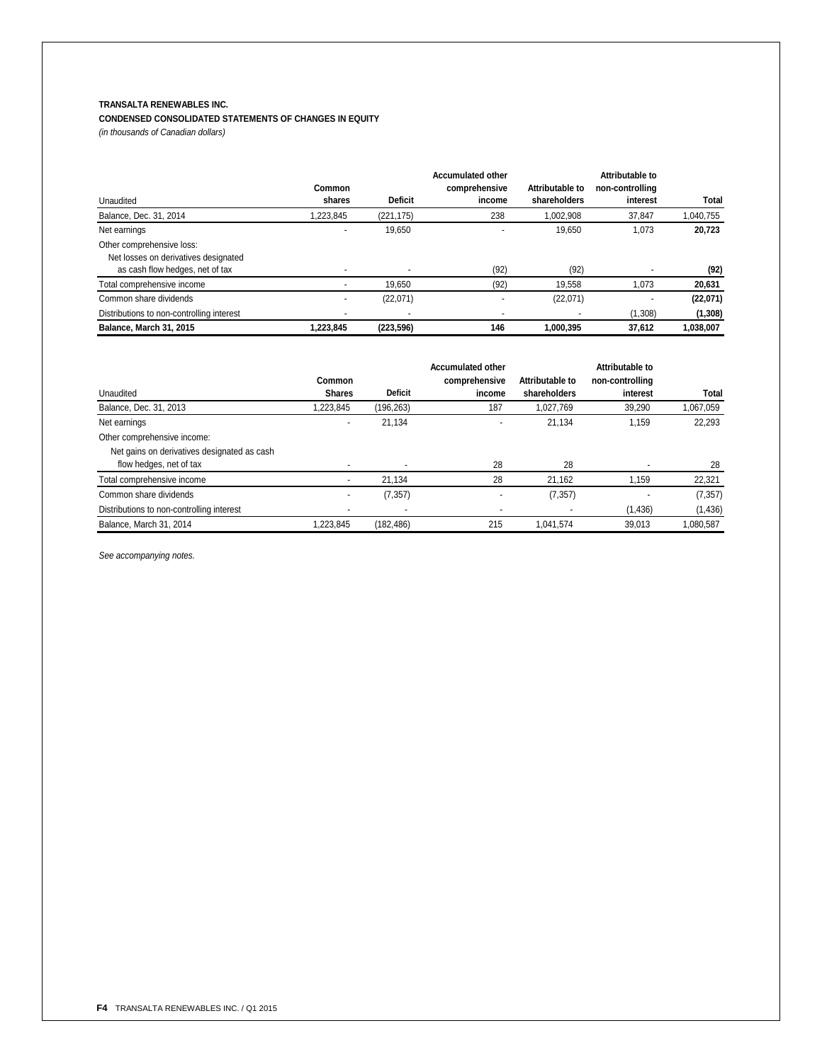**TRANSALTA RENEWABLES INC.**

**CONDENSED CONSOLIDATED STATEMENTS OF CHANGES IN EQUITY**

*(in thousands of Canadian dollars)*

| Unaudited | Common shares | Deficit | Accumulated other comprehensive income | Attributable to shareholders | Attributable to non-controlling interest | Total |
|---|---|---|---|---|---|---|
| Balance, Dec. 31, 2014 | 1,223,845 | (221,175) | 238 | 1,002,908 | 37,847 | 1,040,755 |
| Net earnings | - | 19,650 | - | 19,650 | 1,073 | **20,723** |
| Other comprehensive loss: | | | | | | |
| Net losses on derivatives designated as cash flow hedges, net of tax | - | - | (92) | (92) | - | **(92)** |
| Total comprehensive income | - | 19,650 | (92) | 19,558 | 1,073 | **20,631** |
| Common share dividends | - | (22,071) | - | (22,071) | - | **(22,071)** |
| Distributions to non-controlling interest | - | - | - | - | (1,308) | **(1,308)** |
| **Balance, March 31, 2015** | **1,223,845** | **(223,596)** | **146** | **1,000,395** | **37,612** | **1,038,007** |

| Unaudited | Common Shares | Deficit | Accumulated other comprehensive income | Attributable to shareholders | Attributable to non-controlling interest | Total |
|---|---|---|---|---|---|---|
| Balance, Dec. 31, 2013 | 1,223,845 | (196,263) | 187 | 1,027,769 | 39,290 | 1,067,059 |
| Net earnings | - | 21,134 | - | 21,134 | 1,159 | 22,293 |
| Other comprehensive income: | | | | | | |
| Net gains on derivatives designated as cash flow hedges, net of tax | - | - | 28 | 28 | - | 28 |
| Total comprehensive income | - | 21,134 | 28 | 21,162 | 1,159 | 22,321 |
| Common share dividends | - | (7,357) | - | (7,357) | - | (7,357) |
| Distributions to non-controlling interest | - | - | - | - | (1,436) | (1,436) |
| Balance, March 31, 2014 | 1,223,845 | (182,486) | 215 | 1,041,574 | 39,013 | 1,080,587 |

*See accompanying notes.*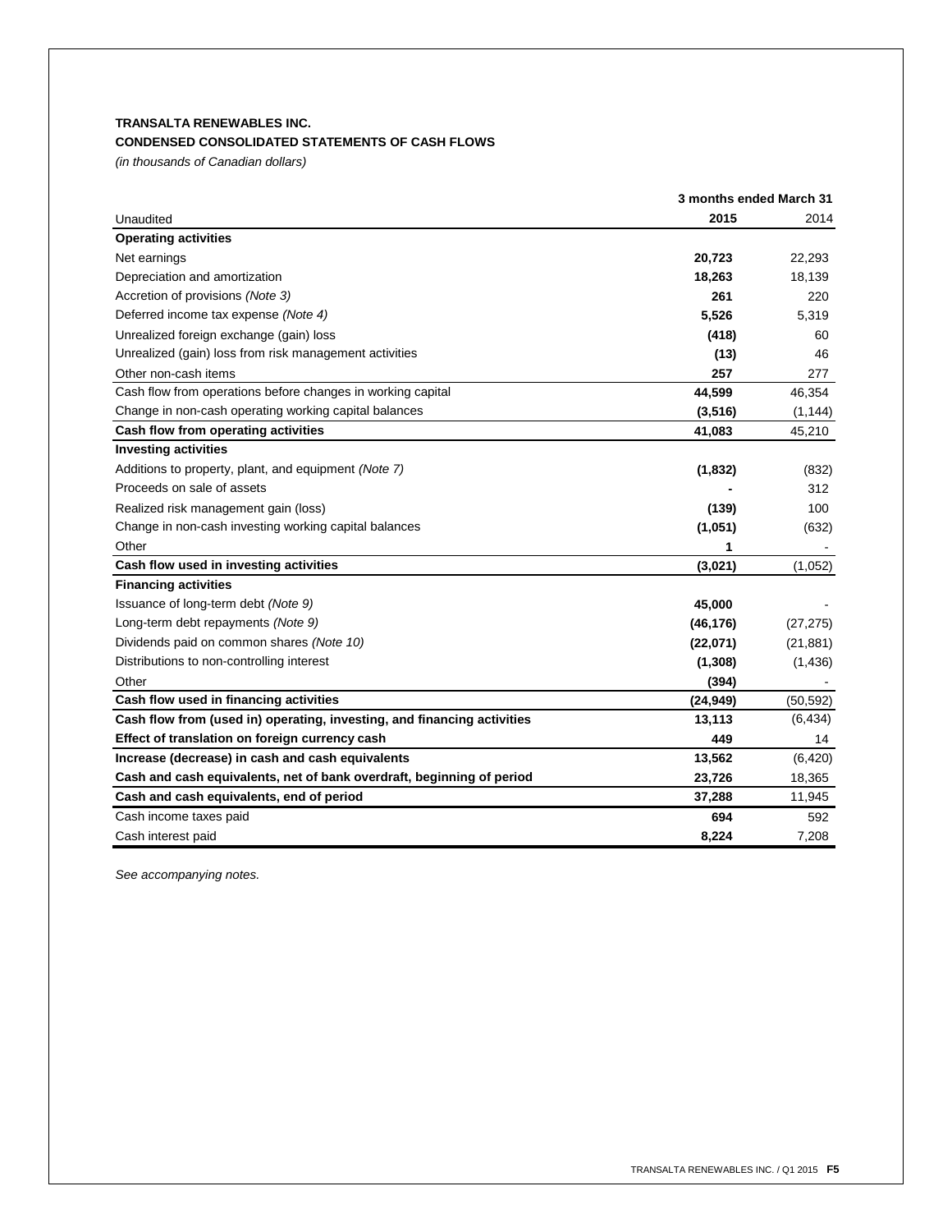**TRANSALTA RENEWABLES INC.**

**CONDENSED CONSOLIDATED STATEMENTS OF CASH FLOWS**

*(in thousands of Canadian dollars)*

| | 3 months ended March 31 | |
|---|---|---|
| Unaudited | **2015** | 2014 |
| **Operating activities** | | |
| Net earnings | **20,723** | 22,293 |
| Depreciation and amortization | **18,263** | 18,139 |
| Accretion of provisions *(Note 3)* | **261** | 220 |
| Deferred income tax expense *(Note 4)* | **5,526** | 5,319 |
| Unrealized foreign exchange (gain) loss | **(418)** | 60 |
| Unrealized (gain) loss from risk management activities | **(13)** | 46 |
| Other non-cash items | **257** | 277 |
| Cash flow from operations before changes in working capital | **44,599** | 46,354 |
| Change in non-cash operating working capital balances | **(3,516)** | (1,144) |
| **Cash flow from operating activities** | **41,083** | 45,210 |
| **Investing activities** | | |
| Additions to property, plant, and equipment *(Note 7)* | **(1,832)** | (832) |
| Proceeds on sale of assets | **-** | 312 |
| Realized risk management gain (loss) | **(139)** | 100 |
| Change in non-cash investing working capital balances | **(1,051)** | (632) |
| Other | **1** | - |
| **Cash flow used in investing activities** | **(3,021)** | (1,052) |
| **Financing activities** | | |
| Issuance of long-term debt *(Note 9)* | **45,000** | - |
| Long-term debt repayments *(Note 9)* | **(46,176)** | (27,275) |
| Dividends paid on common shares *(Note 10)* | **(22,071)** | (21,881) |
| Distributions to non-controlling interest | **(1,308)** | (1,436) |
| Other | **(394)** | - |
| **Cash flow used in financing activities** | **(24,949)** | (50,592) |
| **Cash flow from (used in) operating, investing, and financing activities** | **13,113** | (6,434) |
| **Effect of translation on foreign currency cash** | **449** | 14 |
| **Increase (decrease) in cash and cash equivalents** | **13,562** | (6,420) |
| **Cash and cash equivalents, net of bank overdraft, beginning of period** | **23,726** | 18,365 |
| **Cash and cash equivalents, end of period** | **37,288** | 11,945 |
| Cash income taxes paid | **694** | 592 |
| Cash interest paid | **8,224** | 7,208 |

*See accompanying notes.*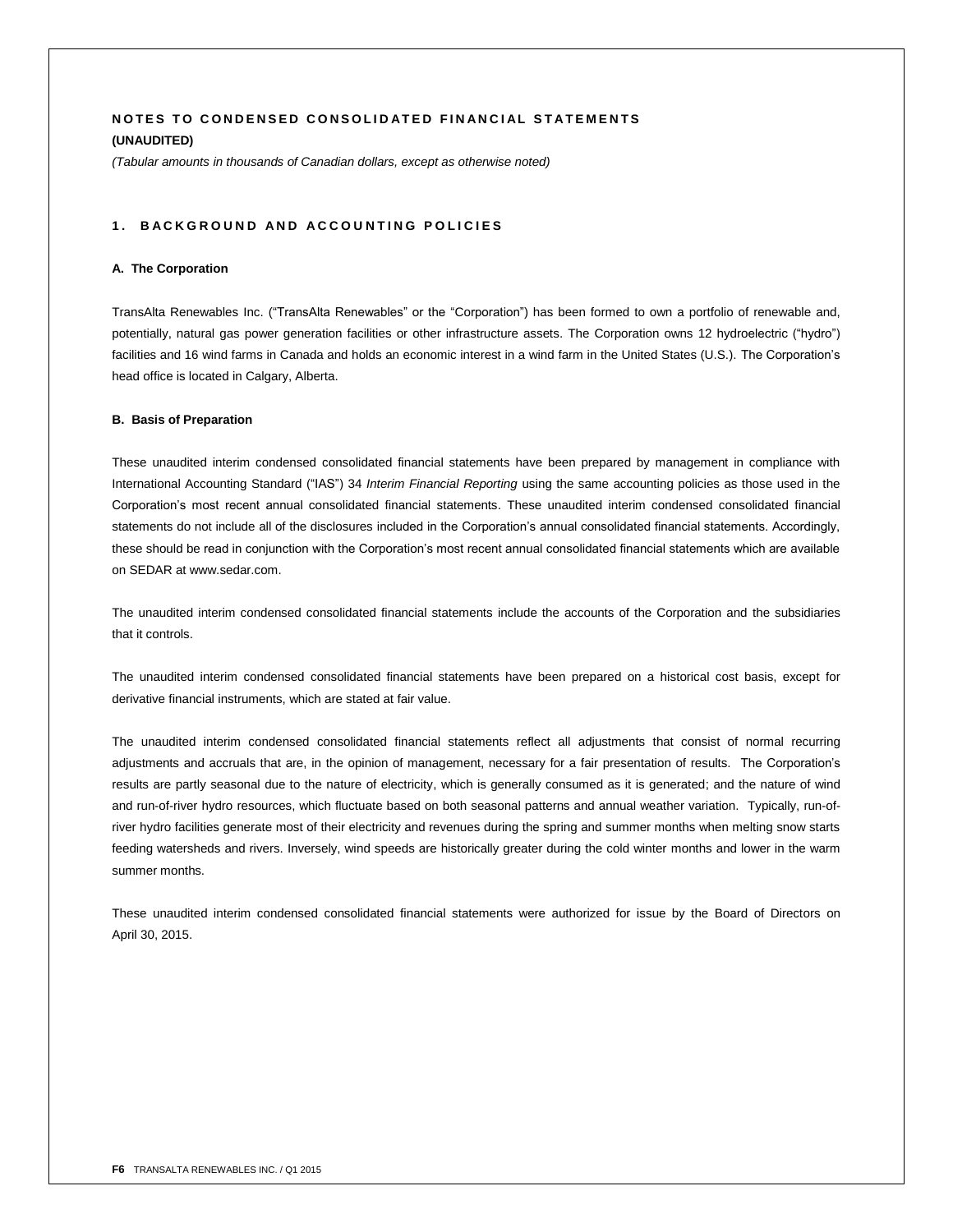# NOTES TO CONDENSED CONSOLIDATED FINANCIAL STATEMENTS

**(UNAUDITED)**

*(Tabular amounts in thousands of Canadian dollars, except as otherwise noted)*

## 1. BACKGROUND AND ACCOUNTING POLICIES

### A. The Corporation

TransAlta Renewables Inc. ("TransAlta Renewables" or the "Corporation") has been formed to own a portfolio of renewable and, potentially, natural gas power generation facilities or other infrastructure assets. The Corporation owns 12 hydroelectric ("hydro") facilities and 16 wind farms in Canada and holds an economic interest in a wind farm in the United States (U.S.). The Corporation's head office is located in Calgary, Alberta.

### B. Basis of Preparation

These unaudited interim condensed consolidated financial statements have been prepared by management in compliance with International Accounting Standard ("IAS") 34 *Interim Financial Reporting* using the same accounting policies as those used in the Corporation's most recent annual consolidated financial statements. These unaudited interim condensed consolidated financial statements do not include all of the disclosures included in the Corporation's annual consolidated financial statements. Accordingly, these should be read in conjunction with the Corporation's most recent annual consolidated financial statements which are available on SEDAR at www.sedar.com.

The unaudited interim condensed consolidated financial statements include the accounts of the Corporation and the subsidiaries that it controls.

The unaudited interim condensed consolidated financial statements have been prepared on a historical cost basis, except for derivative financial instruments, which are stated at fair value.

The unaudited interim condensed consolidated financial statements reflect all adjustments that consist of normal recurring adjustments and accruals that are, in the opinion of management, necessary for a fair presentation of results. The Corporation's results are partly seasonal due to the nature of electricity, which is generally consumed as it is generated; and the nature of wind and run-of-river hydro resources, which fluctuate based on both seasonal patterns and annual weather variation. Typically, run-of-river hydro facilities generate most of their electricity and revenues during the spring and summer months when melting snow starts feeding watersheds and rivers. Inversely, wind speeds are historically greater during the cold winter months and lower in the warm summer months.

These unaudited interim condensed consolidated financial statements were authorized for issue by the Board of Directors on April 30, 2015.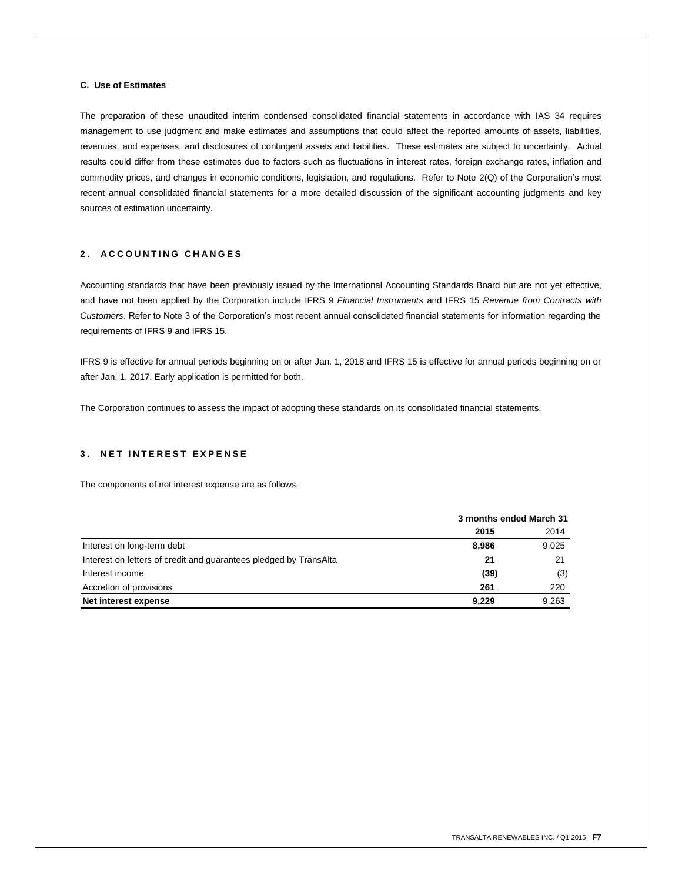### C. Use of Estimates

The preparation of these unaudited interim condensed consolidated financial statements in accordance with IAS 34 requires management to use judgment and make estimates and assumptions that could affect the reported amounts of assets, liabilities, revenues, and expenses, and disclosures of contingent assets and liabilities. These estimates are subject to uncertainty. Actual results could differ from these estimates due to factors such as fluctuations in interest rates, foreign exchange rates, inflation and commodity prices, and changes in economic conditions, legislation, and regulations. Refer to Note 2(Q) of the Corporation's most recent annual consolidated financial statements for a more detailed discussion of the significant accounting judgments and key sources of estimation uncertainty.

## 2. ACCOUNTING CHANGES

Accounting standards that have been previously issued by the International Accounting Standards Board but are not yet effective, and have not been applied by the Corporation include IFRS 9 *Financial Instruments* and IFRS 15 *Revenue from Contracts with Customers*. Refer to Note 3 of the Corporation's most recent annual consolidated financial statements for information regarding the requirements of IFRS 9 and IFRS 15.

IFRS 9 is effective for annual periods beginning on or after Jan. 1, 2018 and IFRS 15 is effective for annual periods beginning on or after Jan. 1, 2017. Early application is permitted for both.

The Corporation continues to assess the impact of adopting these standards on its consolidated financial statements.

## 3. NET INTEREST EXPENSE

The components of net interest expense are as follows:

| | 3 months ended March 31 | |
|---|---|---|
| | **2015** | 2014 |
| Interest on long-term debt | **8,986** | 9,025 |
| Interest on letters of credit and guarantees pledged by TransAlta | **21** | 21 |
| Interest income | **(39)** | (3) |
| Accretion of provisions | **261** | 220 |
| **Net interest expense** | **9,229** | 9,263 |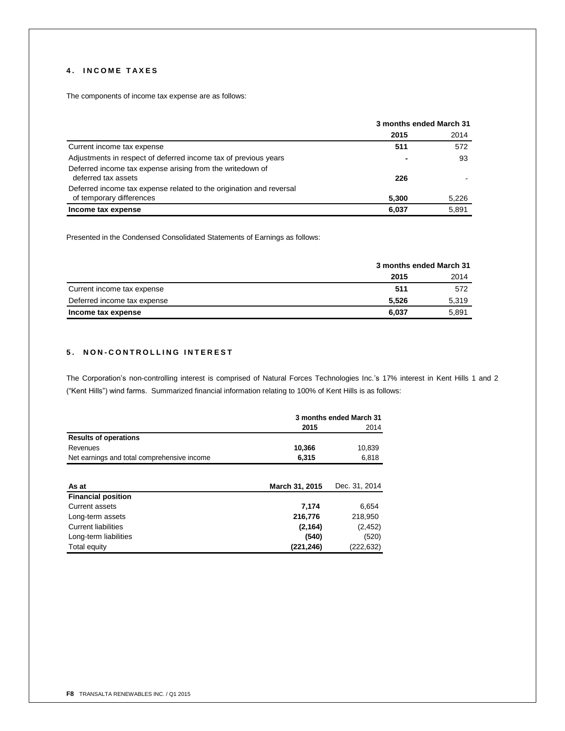## 4. INCOME TAXES

The components of income tax expense are as follows:

| | 3 months ended March 31 | |
|---|---|---|
| | **2015** | 2014 |
| Current income tax expense | **511** | 572 |
| Adjustments in respect of deferred income tax of previous years | **-** | 93 |
| Deferred income tax expense arising from the writedown of deferred tax assets | **226** | - |
| Deferred income tax expense related to the origination and reversal of temporary differences | **5,300** | 5,226 |
| **Income tax expense** | **6,037** | 5,891 |

Presented in the Condensed Consolidated Statements of Earnings as follows:

| | 3 months ended March 31 | |
|---|---|---|
| | **2015** | 2014 |
| Current income tax expense | **511** | 572 |
| Deferred income tax expense | **5,526** | 5,319 |
| **Income tax expense** | **6,037** | 5,891 |

## 5. NON-CONTROLLING INTEREST

The Corporation's non-controlling interest is comprised of Natural Forces Technologies Inc.'s 17% interest in Kent Hills 1 and 2 ("Kent Hills") wind farms. Summarized financial information relating to 100% of Kent Hills is as follows:

| | 3 months ended March 31 | |
|---|---|---|
| | **2015** | 2014 |
| **Results of operations** | | |
| Revenues | **10,366** | 10,839 |
| Net earnings and total comprehensive income | **6,315** | 6,818 |

| As at | March 31, 2015 | Dec. 31, 2014 |
|---|---|---|
| **Financial position** | | |
| Current assets | **7,174** | 6,654 |
| Long-term assets | **216,776** | 218,950 |
| Current liabilities | **(2,164)** | (2,452) |
| Long-term liabilities | **(540)** | (520) |
| Total equity | **(221,246)** | (222,632) |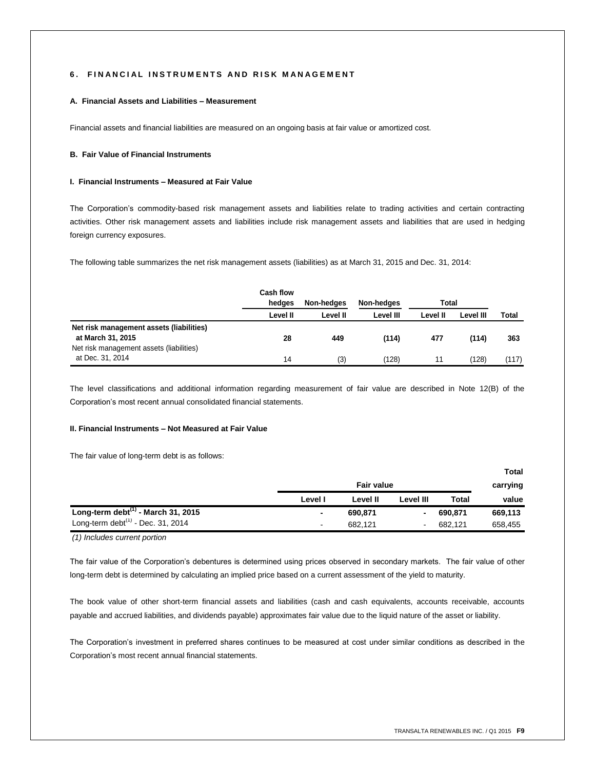## 6. FINANCIAL INSTRUMENTS AND RISK MANAGEMENT

### A. Financial Assets and Liabilities – Measurement

Financial assets and financial liabilities are measured on an ongoing basis at fair value or amortized cost.

### B. Fair Value of Financial Instruments

#### I. Financial Instruments – Measured at Fair Value

The Corporation's commodity-based risk management assets and liabilities relate to trading activities and certain contracting activities. Other risk management assets and liabilities include risk management assets and liabilities that are used in hedging foreign currency exposures.

The following table summarizes the net risk management assets (liabilities) as at March 31, 2015 and Dec. 31, 2014:

| | Cash flow hedges | Non-hedges | Non-hedges | Total | | |
|---|---|---|---|---|---|---|
| | Level II | Level II | Level III | Level II | Level III | Total |
| **Net risk management assets (liabilities) at March 31, 2015** | **28** | **449** | **(114)** | **477** | **(114)** | **363** |
| Net risk management assets (liabilities) at Dec. 31, 2014 | 14 | (3) | (128) | 11 | (128) | (117) |

The level classifications and additional information regarding measurement of fair value are described in Note 12(B) of the Corporation's most recent annual consolidated financial statements.

#### II. Financial Instruments – Not Measured at Fair Value

The fair value of long-term debt is as follows:

| | Fair value | | | | Total carrying |
|---|---|---|---|---|---|
| | Level I | Level II | Level III | Total | value |
| **Long-term debt[1] - March 31, 2015** | **-** | **690,871** | **-** | **690,871** | **669,113** |
| Long-term debt[1] - Dec. 31, 2014 | - | 682,121 | - | 682,121 | 658,455 |

*(1) Includes current portion*

The fair value of the Corporation's debentures is determined using prices observed in secondary markets. The fair value of other long-term debt is determined by calculating an implied price based on a current assessment of the yield to maturity.

The book value of other short-term financial assets and liabilities (cash and cash equivalents, accounts receivable, accounts payable and accrued liabilities, and dividends payable) approximates fair value due to the liquid nature of the asset or liability.

The Corporation's investment in preferred shares continues to be measured at cost under similar conditions as described in the Corporation's most recent annual financial statements.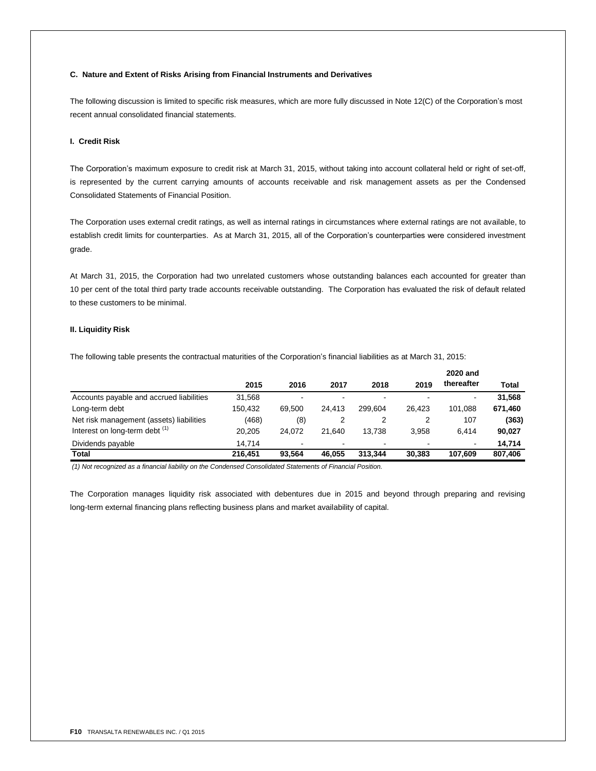### C. Nature and Extent of Risks Arising from Financial Instruments and Derivatives

The following discussion is limited to specific risk measures, which are more fully discussed in Note 12(C) of the Corporation's most recent annual consolidated financial statements.

#### I. Credit Risk

The Corporation's maximum exposure to credit risk at March 31, 2015, without taking into account collateral held or right of set-off, is represented by the current carrying amounts of accounts receivable and risk management assets as per the Condensed Consolidated Statements of Financial Position.

The Corporation uses external credit ratings, as well as internal ratings in circumstances where external ratings are not available, to establish credit limits for counterparties. As at March 31, 2015, all of the Corporation's counterparties were considered investment grade.

At March 31, 2015, the Corporation had two unrelated customers whose outstanding balances each accounted for greater than 10 per cent of the total third party trade accounts receivable outstanding. The Corporation has evaluated the risk of default related to these customers to be minimal.

#### II. Liquidity Risk

The following table presents the contractual maturities of the Corporation's financial liabilities as at March 31, 2015:

| | 2015 | 2016 | 2017 | 2018 | 2019 | 2020 and thereafter | Total |
|---|---|---|---|---|---|---|---|
| Accounts payable and accrued liabilities | 31,568 | - | - | - | - | - | **31,568** |
| Long-term debt | 150,432 | 69,500 | 24,413 | 299,604 | 26,423 | 101,088 | **671,460** |
| Net risk management (assets) liabilities | (468) | (8) | 2 | 2 | 2 | 107 | **(363)** |
| Interest on long-term debt [(1)] | 20,205 | 24,072 | 21,640 | 13,738 | 3,958 | 6,414 | **90,027** |
| Dividends payable | 14,714 | - | - | - | - | - | **14,714** |
| **Total** | **216,451** | **93,564** | **46,055** | **313,344** | **30,383** | **107,609** | **807,406** |

*(1) Not recognized as a financial liability on the Condensed Consolidated Statements of Financial Position.*

The Corporation manages liquidity risk associated with debentures due in 2015 and beyond through preparing and revising long-term external financing plans reflecting business plans and market availability of capital.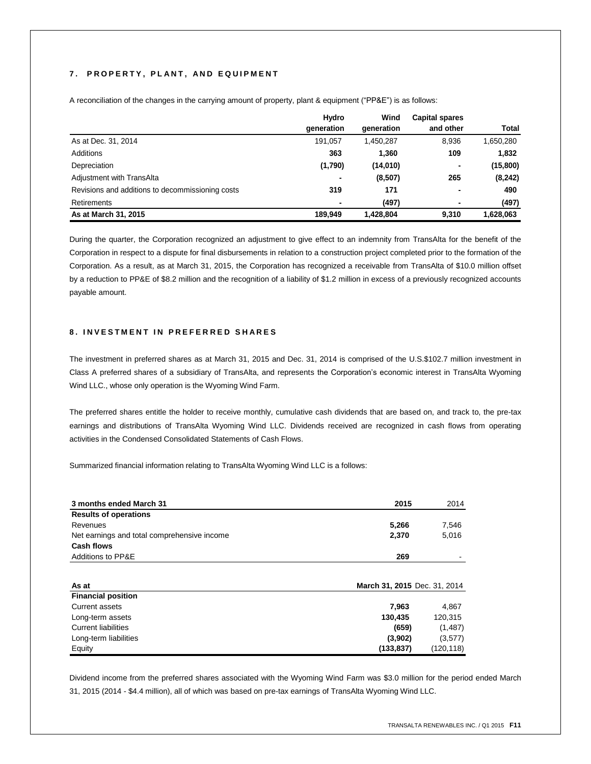## 7. PROPERTY, PLANT, AND EQUIPMENT

A reconciliation of the changes in the carrying amount of property, plant & equipment ("PP&E") is as follows:

| | Hydro generation | Wind generation | Capital spares and other | Total |
|---|---|---|---|---|
| As at Dec. 31, 2014 | 191,057 | 1,450,287 | 8,936 | 1,650,280 |
| Additions | **363** | **1,360** | **109** | **1,832** |
| Depreciation | **(1,790)** | **(14,010)** | **-** | **(15,800)** |
| Adjustment with TransAlta | **-** | **(8,507)** | **265** | **(8,242)** |
| Revisions and additions to decommissioning costs | **319** | **171** | **-** | **490** |
| Retirements | **-** | **(497)** | **-** | **(497)** |
| **As at March 31, 2015** | **189,949** | **1,428,804** | **9,310** | **1,628,063** |

During the quarter, the Corporation recognized an adjustment to give effect to an indemnity from TransAlta for the benefit of the Corporation in respect to a dispute for final disbursements in relation to a construction project completed prior to the formation of the Corporation. As a result, as at March 31, 2015, the Corporation has recognized a receivable from TransAlta of $10.0 million offset by a reduction to PP&E of $8.2 million and the recognition of a liability of $1.2 million in excess of a previously recognized accounts payable amount.

## 8. INVESTMENT IN PREFERRED SHARES

The investment in preferred shares as at March 31, 2015 and Dec. 31, 2014 is comprised of the U.S.$102.7 million investment in Class A preferred shares of a subsidiary of TransAlta, and represents the Corporation's economic interest in TransAlta Wyoming Wind LLC., whose only operation is the Wyoming Wind Farm.

The preferred shares entitle the holder to receive monthly, cumulative cash dividends that are based on, and track to, the pre-tax earnings and distributions of TransAlta Wyoming Wind LLC. Dividends received are recognized in cash flows from operating activities in the Condensed Consolidated Statements of Cash Flows.

Summarized financial information relating to TransAlta Wyoming Wind LLC is a follows:

| 3 months ended March 31 | 2015 | 2014 |
|---|---|---|
| **Results of operations** | | |
| Revenues | **5,266** | 7,546 |
| Net earnings and total comprehensive income | **2,370** | 5,016 |
| **Cash flows** | | |
| Additions to PP&E | **269** | - |

| As at | March 31, 2015 | Dec. 31, 2014 |
|---|---|---|
| **Financial position** | | |
| Current assets | **7,963** | 4,867 |
| Long-term assets | **130,435** | 120,315 |
| Current liabilities | **(659)** | (1,487) |
| Long-term liabilities | **(3,902)** | (3,577) |
| Equity | **(133,837)** | (120,118) |

Dividend income from the preferred shares associated with the Wyoming Wind Farm was $3.0 million for the period ended March 31, 2015 (2014 - $4.4 million), all of which was based on pre-tax earnings of TransAlta Wyoming Wind LLC.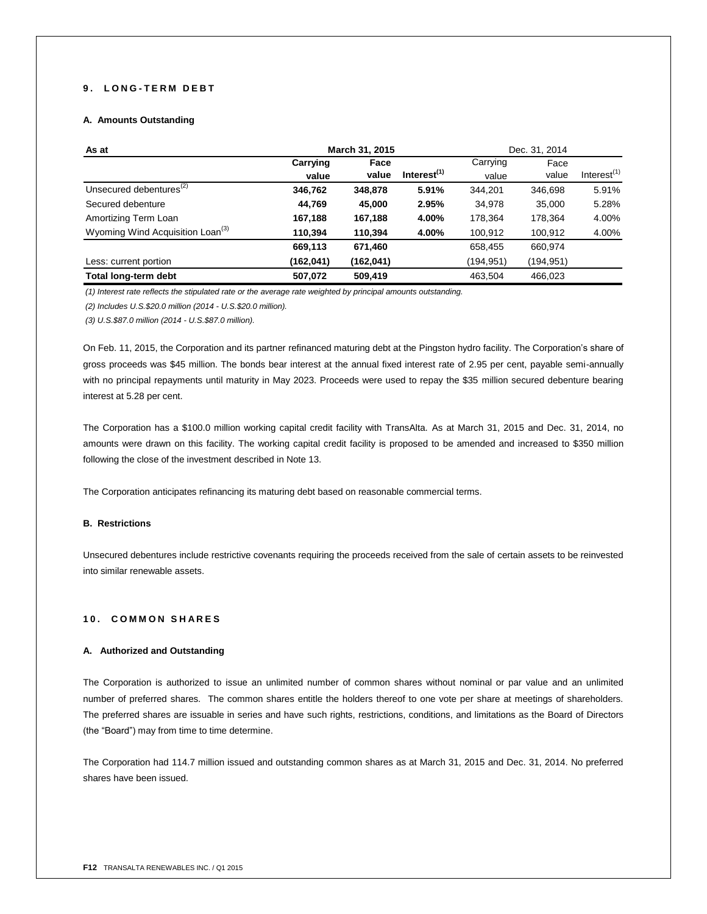## 9. LONG-TERM DEBT

### A. Amounts Outstanding

| As at | March 31, 2015 | | | Dec. 31, 2014 | | |
|---|---|---|---|---|---|---|
| | **Carrying value** | **Face value** | **Interest[1]** | Carrying value | Face value | Interest[1] |
| Unsecured debentures[2] | **346,762** | **348,878** | **5.91%** | 344,201 | 346,698 | 5.91% |
| Secured debenture | **44,769** | **45,000** | **2.95%** | 34,978 | 35,000 | 5.28% |
| Amortizing Term Loan | **167,188** | **167,188** | **4.00%** | 178,364 | 178,364 | 4.00% |
| Wyoming Wind Acquisition Loan[3] | **110,394** | **110,394** | **4.00%** | 100,912 | 100,912 | 4.00% |
| | **669,113** | **671,460** | | 658,455 | 660,974 | |
| Less: current portion | **(162,041)** | **(162,041)** | | (194,951) | (194,951) | |
| **Total long-term debt** | **507,072** | **509,419** | | 463,504 | 466,023 | |

*(1) Interest rate reflects the stipulated rate or the average rate weighted by principal amounts outstanding.*

*(2) Includes U.S.$20.0 million (2014 - U.S.$20.0 million).*

*(3) U.S.$87.0 million (2014 - U.S.$87.0 million).*

On Feb. 11, 2015, the Corporation and its partner refinanced maturing debt at the Pingston hydro facility. The Corporation's share of gross proceeds was $45 million. The bonds bear interest at the annual fixed interest rate of 2.95 per cent, payable semi-annually with no principal repayments until maturity in May 2023. Proceeds were used to repay the $35 million secured debenture bearing interest at 5.28 per cent.

The Corporation has a $100.0 million working capital credit facility with TransAlta. As at March 31, 2015 and Dec. 31, 2014, no amounts were drawn on this facility. The working capital credit facility is proposed to be amended and increased to $350 million following the close of the investment described in Note 13.

The Corporation anticipates refinancing its maturing debt based on reasonable commercial terms.

### B. Restrictions

Unsecured debentures include restrictive covenants requiring the proceeds received from the sale of certain assets to be reinvested into similar renewable assets.

## 10. COMMON SHARES

### A. Authorized and Outstanding

The Corporation is authorized to issue an unlimited number of common shares without nominal or par value and an unlimited number of preferred shares. The common shares entitle the holders thereof to one vote per share at meetings of shareholders. The preferred shares are issuable in series and have such rights, restrictions, conditions, and limitations as the Board of Directors (the "Board") may from time to time determine.

The Corporation had 114.7 million issued and outstanding common shares as at March 31, 2015 and Dec. 31, 2014. No preferred shares have been issued.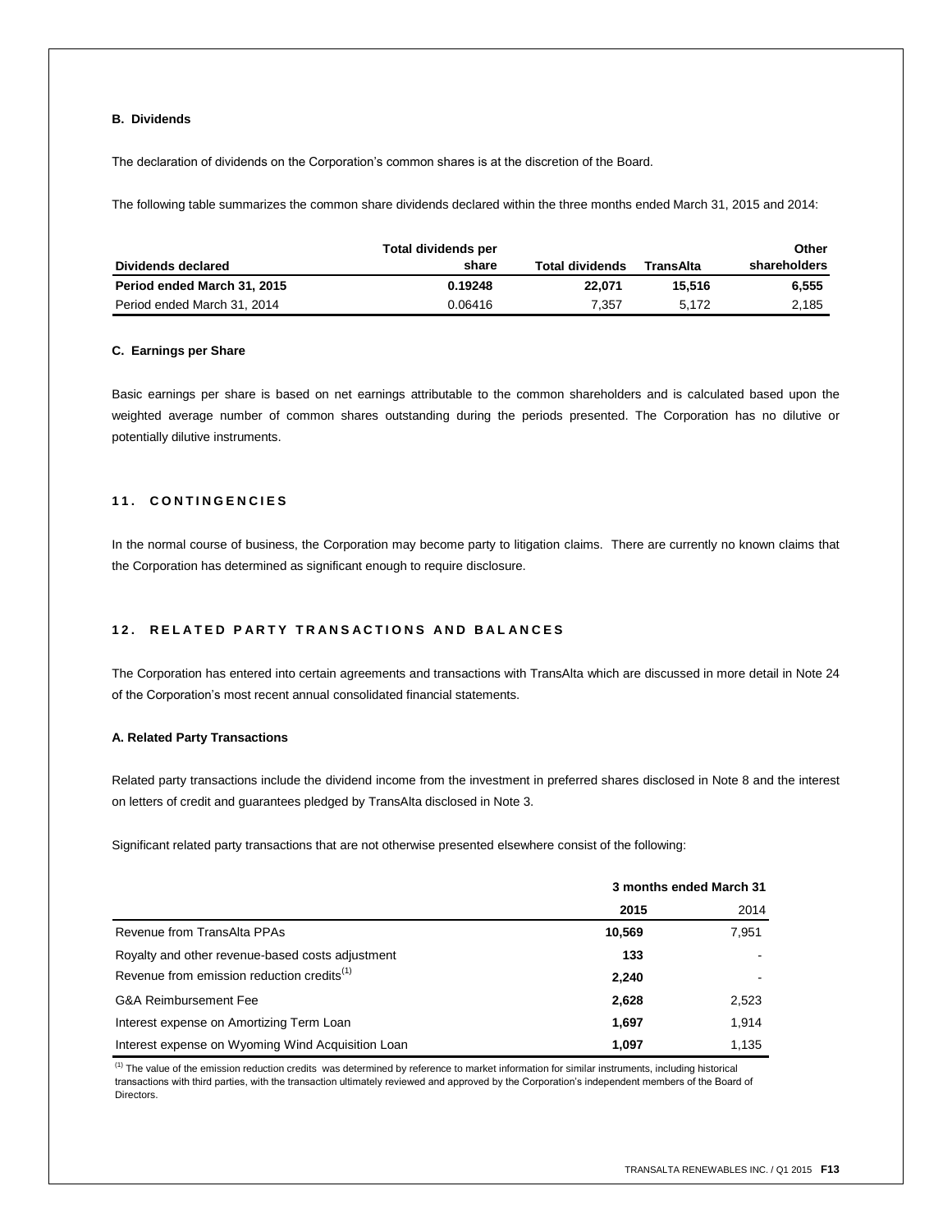### B. Dividends

The declaration of dividends on the Corporation's common shares is at the discretion of the Board.

The following table summarizes the common share dividends declared within the three months ended March 31, 2015 and 2014:

| Dividends declared | Total dividends per share | Total dividends | TransAlta | Other shareholders |
|---|---|---|---|---|
| **Period ended March 31, 2015** | **0.19248** | **22,071** | **15,516** | **6,555** |
| Period ended March 31, 2014 | 0.06416 | 7,357 | 5,172 | 2,185 |

### C. Earnings per Share

Basic earnings per share is based on net earnings attributable to the common shareholders and is calculated based upon the weighted average number of common shares outstanding during the periods presented. The Corporation has no dilutive or potentially dilutive instruments.

## 11. CONTINGENCIES

In the normal course of business, the Corporation may become party to litigation claims. There are currently no known claims that the Corporation has determined as significant enough to require disclosure.

## 12. RELATED PARTY TRANSACTIONS AND BALANCES

The Corporation has entered into certain agreements and transactions with TransAlta which are discussed in more detail in Note 24 of the Corporation's most recent annual consolidated financial statements.

### A. Related Party Transactions

Related party transactions include the dividend income from the investment in preferred shares disclosed in Note 8 and the interest on letters of credit and guarantees pledged by TransAlta disclosed in Note 3.

Significant related party transactions that are not otherwise presented elsewhere consist of the following:

| | 3 months ended March 31 | |
|---|---|---|
| | **2015** | 2014 |
| Revenue from TransAlta PPAs | **10,569** | 7,951 |
| Royalty and other revenue-based costs adjustment | **133** | - |
| Revenue from emission reduction credits[(1)] | **2,240** | - |
| G&A Reimbursement Fee | **2,628** | 2,523 |
| Interest expense on Amortizing Term Loan | **1,697** | 1,914 |
| Interest expense on Wyoming Wind Acquisition Loan | **1,097** | 1,135 |

(1) The value of the emission reduction credits was determined by reference to market information for similar instruments, including historical transactions with third parties, with the transaction ultimately reviewed and approved by the Corporation's independent members of the Board of Directors.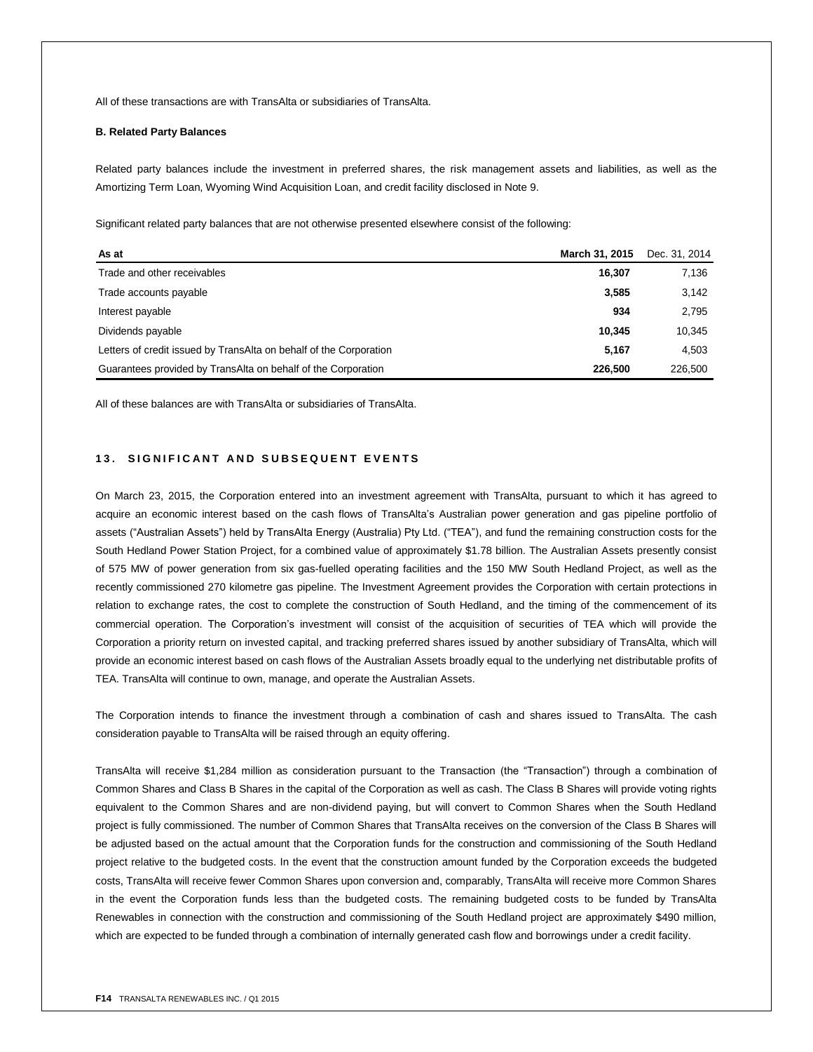All of these transactions are with TransAlta or subsidiaries of TransAlta.

**B. Related Party Balances**

Related party balances include the investment in preferred shares, the risk management assets and liabilities, as well as the Amortizing Term Loan, Wyoming Wind Acquisition Loan, and credit facility disclosed in Note 9.

Significant related party balances that are not otherwise presented elsewhere consist of the following:

| As at | March 31, 2015 | Dec. 31, 2014 |
|---|---|---|
| Trade and other receivables | **16,307** | 7,136 |
| Trade accounts payable | **3,585** | 3,142 |
| Interest payable | **934** | 2,795 |
| Dividends payable | **10,345** | 10,345 |
| Letters of credit issued by TransAlta on behalf of the Corporation | **5,167** | 4,503 |
| Guarantees provided by TransAlta on behalf of the Corporation | **226,500** | 226,500 |

All of these balances are with TransAlta or subsidiaries of TransAlta.

## 13. SIGNIFICANT AND SUBSEQUENT EVENTS

On March 23, 2015, the Corporation entered into an investment agreement with TransAlta, pursuant to which it has agreed to acquire an economic interest based on the cash flows of TransAlta's Australian power generation and gas pipeline portfolio of assets ("Australian Assets") held by TransAlta Energy (Australia) Pty Ltd. ("TEA"), and fund the remaining construction costs for the South Hedland Power Station Project, for a combined value of approximately $1.78 billion. The Australian Assets presently consist of 575 MW of power generation from six gas-fuelled operating facilities and the 150 MW South Hedland Project, as well as the recently commissioned 270 kilometre gas pipeline. The Investment Agreement provides the Corporation with certain protections in relation to exchange rates, the cost to complete the construction of South Hedland, and the timing of the commencement of its commercial operation. The Corporation's investment will consist of the acquisition of securities of TEA which will provide the Corporation a priority return on invested capital, and tracking preferred shares issued by another subsidiary of TransAlta, which will provide an economic interest based on cash flows of the Australian Assets broadly equal to the underlying net distributable profits of TEA. TransAlta will continue to own, manage, and operate the Australian Assets.

The Corporation intends to finance the investment through a combination of cash and shares issued to TransAlta. The cash consideration payable to TransAlta will be raised through an equity offering.

TransAlta will receive $1,284 million as consideration pursuant to the Transaction (the "Transaction") through a combination of Common Shares and Class B Shares in the capital of the Corporation as well as cash. The Class B Shares will provide voting rights equivalent to the Common Shares and are non-dividend paying, but will convert to Common Shares when the South Hedland project is fully commissioned. The number of Common Shares that TransAlta receives on the conversion of the Class B Shares will be adjusted based on the actual amount that the Corporation funds for the construction and commissioning of the South Hedland project relative to the budgeted costs. In the event that the construction amount funded by the Corporation exceeds the budgeted costs, TransAlta will receive fewer Common Shares upon conversion and, comparably, TransAlta will receive more Common Shares in the event the Corporation funds less than the budgeted costs. The remaining budgeted costs to be funded by TransAlta Renewables in connection with the construction and commissioning of the South Hedland project are approximately $490 million, which are expected to be funded through a combination of internally generated cash flow and borrowings under a credit facility.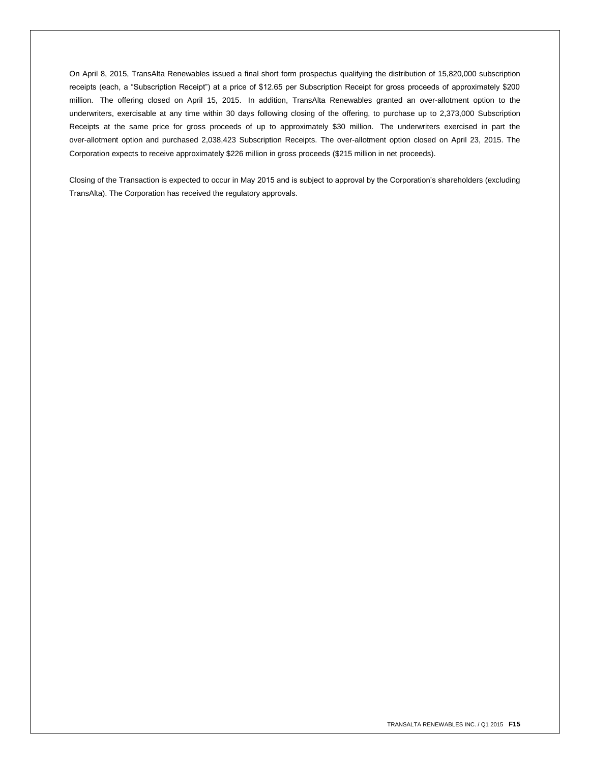On April 8, 2015, TransAlta Renewables issued a final short form prospectus qualifying the distribution of 15,820,000 subscription receipts (each, a "Subscription Receipt") at a price of $12.65 per Subscription Receipt for gross proceeds of approximately $200 million. The offering closed on April 15, 2015. In addition, TransAlta Renewables granted an over-allotment option to the underwriters, exercisable at any time within 30 days following closing of the offering, to purchase up to 2,373,000 Subscription Receipts at the same price for gross proceeds of up to approximately $30 million. The underwriters exercised in part the over-allotment option and purchased 2,038,423 Subscription Receipts. The over-allotment option closed on April 23, 2015. The Corporation expects to receive approximately $226 million in gross proceeds ($215 million in net proceeds).

Closing of the Transaction is expected to occur in May 2015 and is subject to approval by the Corporation's shareholders (excluding TransAlta). The Corporation has received the regulatory approvals.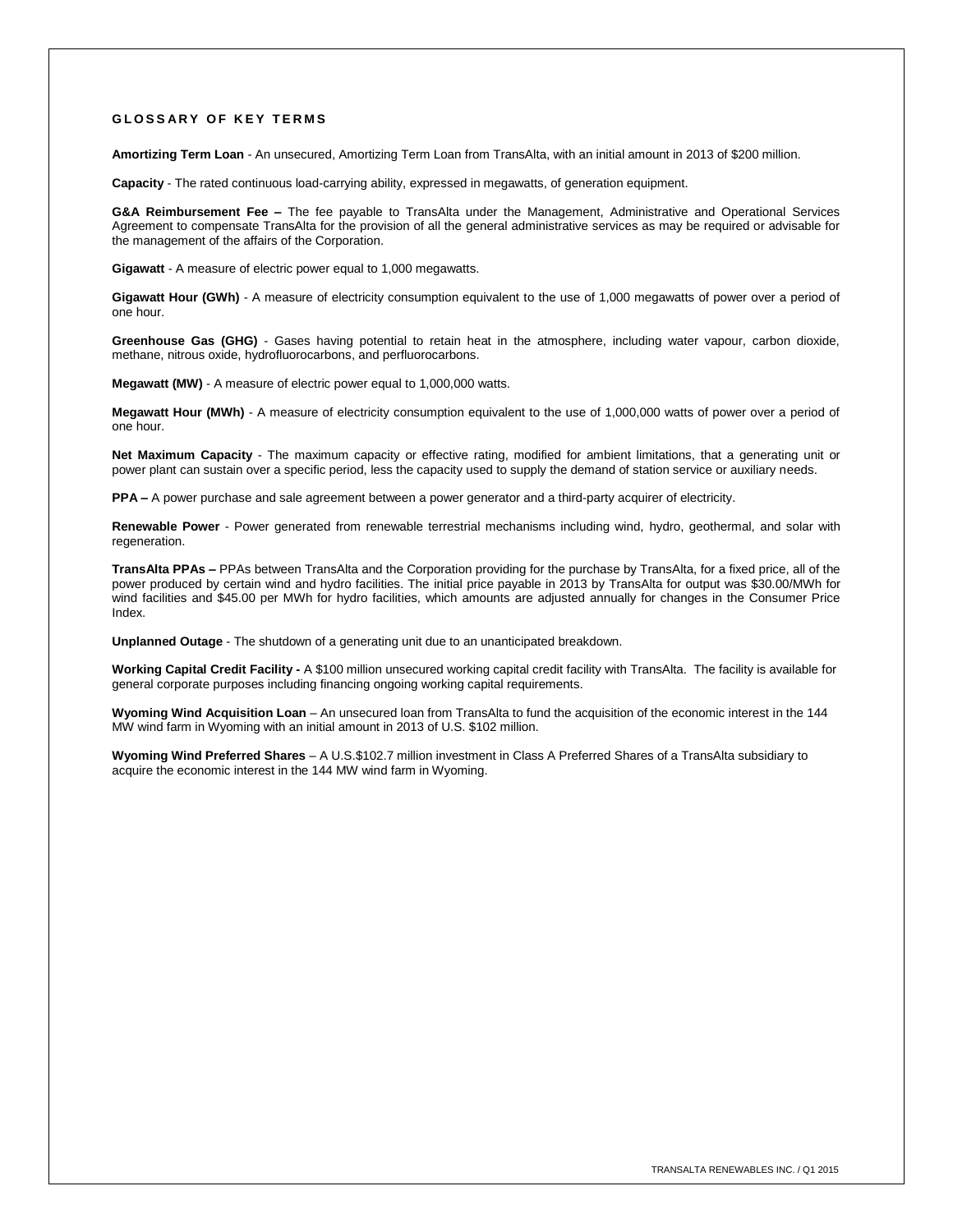## GLOSSARY OF KEY TERMS

**Amortizing Term Loan** - An unsecured, Amortizing Term Loan from TransAlta, with an initial amount in 2013 of $200 million.

**Capacity** - The rated continuous load-carrying ability, expressed in megawatts, of generation equipment.

**G&A Reimbursement Fee –** The fee payable to TransAlta under the Management, Administrative and Operational Services Agreement to compensate TransAlta for the provision of all the general administrative services as may be required or advisable for the management of the affairs of the Corporation.

**Gigawatt** - A measure of electric power equal to 1,000 megawatts.

**Gigawatt Hour (GWh)** - A measure of electricity consumption equivalent to the use of 1,000 megawatts of power over a period of one hour.

**Greenhouse Gas (GHG)** - Gases having potential to retain heat in the atmosphere, including water vapour, carbon dioxide, methane, nitrous oxide, hydrofluorocarbons, and perfluorocarbons.

**Megawatt (MW)** - A measure of electric power equal to 1,000,000 watts.

**Megawatt Hour (MWh)** - A measure of electricity consumption equivalent to the use of 1,000,000 watts of power over a period of one hour.

**Net Maximum Capacity** - The maximum capacity or effective rating, modified for ambient limitations, that a generating unit or power plant can sustain over a specific period, less the capacity used to supply the demand of station service or auxiliary needs.

**PPA –** A power purchase and sale agreement between a power generator and a third-party acquirer of electricity.

**Renewable Power** - Power generated from renewable terrestrial mechanisms including wind, hydro, geothermal, and solar with regeneration.

**TransAlta PPAs –** PPAs between TransAlta and the Corporation providing for the purchase by TransAlta, for a fixed price, all of the power produced by certain wind and hydro facilities. The initial price payable in 2013 by TransAlta for output was $30.00/MWh for wind facilities and $45.00 per MWh for hydro facilities, which amounts are adjusted annually for changes in the Consumer Price Index.

**Unplanned Outage** - The shutdown of a generating unit due to an unanticipated breakdown.

**Working Capital Credit Facility -** A $100 million unsecured working capital credit facility with TransAlta. The facility is available for general corporate purposes including financing ongoing working capital requirements.

**Wyoming Wind Acquisition Loan** – An unsecured loan from TransAlta to fund the acquisition of the economic interest in the 144 MW wind farm in Wyoming with an initial amount in 2013 of U.S. $102 million.

**Wyoming Wind Preferred Shares** – A U.S.$102.7 million investment in Class A Preferred Shares of a TransAlta subsidiary to acquire the economic interest in the 144 MW wind farm in Wyoming.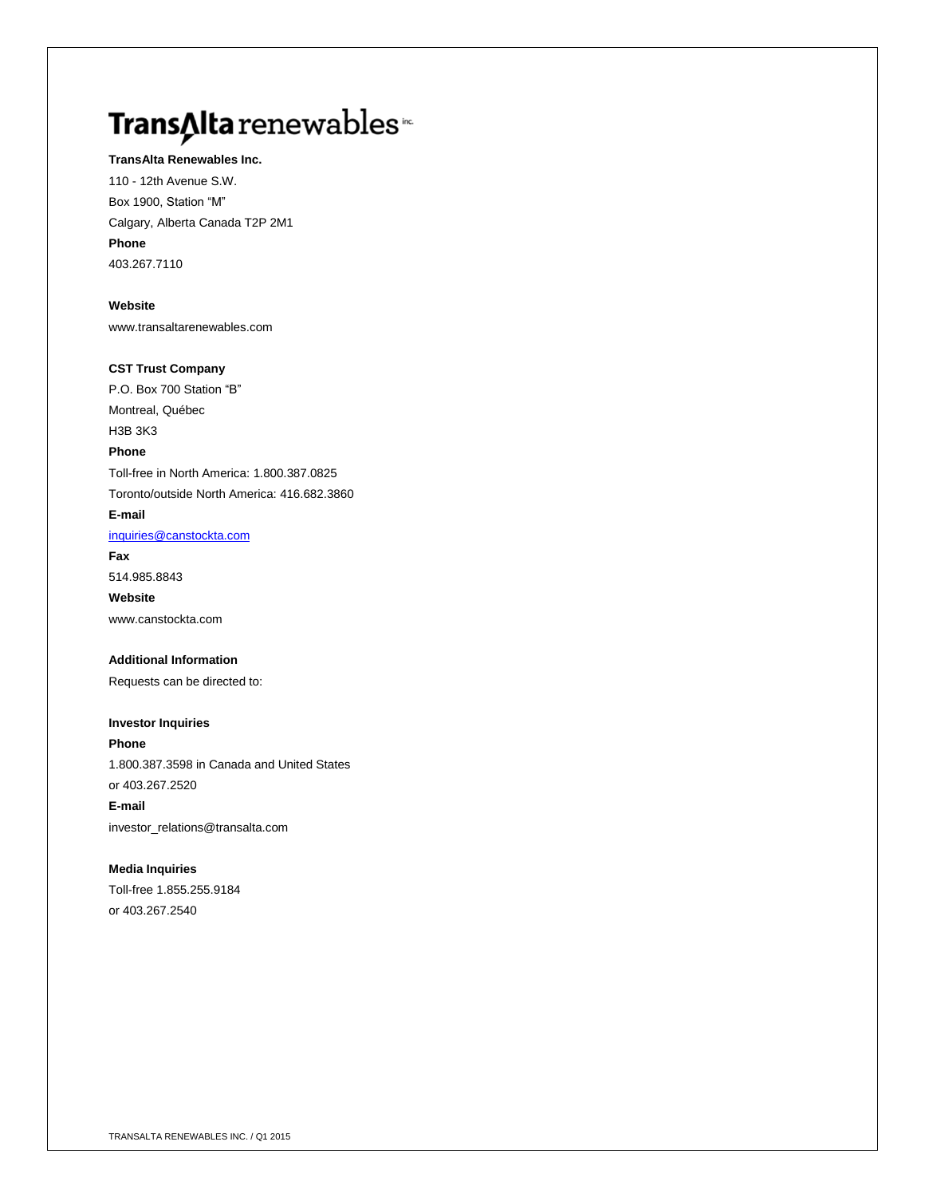TransAlta renewables inc.

**TransAlta Renewables Inc.**

110 - 12th Avenue S.W.

Box 1900, Station “M”

Calgary, Alberta Canada T2P 2M1

**Phone**

403.267.7110

**Website**

www.transaltarenewables.com

**CST Trust Company**

P.O. Box 700 Station “B”

Montreal, Québec

H3B 3K3

**Phone**

Toll-free in North America: 1.800.387.0825

Toronto/outside North America: 416.682.3860

**E-mail**

inquiries@canstockta.com

**Fax**

514.985.8843

**Website**

www.canstockta.com

**Additional Information**

Requests can be directed to:

**Investor Inquiries**

**Phone**

1.800.387.3598 in Canada and United States

or 403.267.2520

**E-mail**

investor_relations@transalta.com

**Media Inquiries**

Toll-free 1.855.255.9184

or 403.267.2540